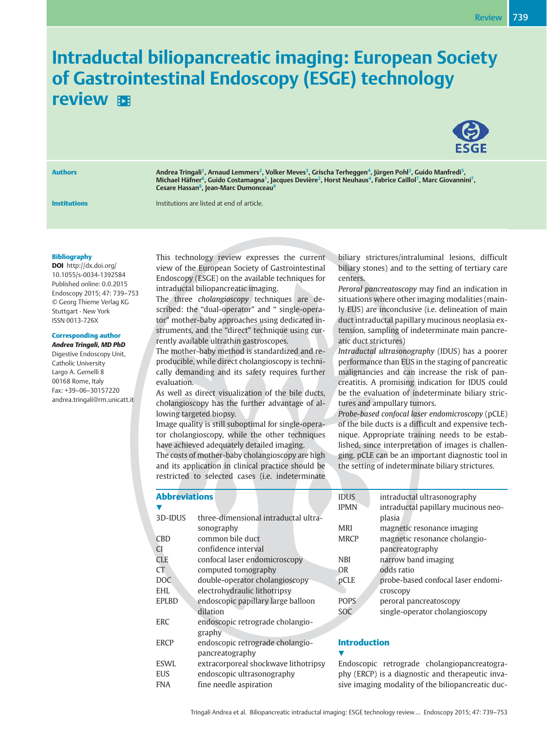# Intraductal biliopancreatic imaging: European Society of Gastrointestinal Endoscopy (ESGE) technology review

**Authors**

Andrea Tringali[1], Arnaud Lemmers[2], Volker Meves[3], Grischa Terheggen[4], Jürgen Pohl[3], Guido Manfredi[5], Michael Häfner[6], Guido Costamagna[1], Jacques Devière[2], Horst Neuhaus[4], Fabrice Caillol[7], Marc Giovannini[7], Cesare Hassan[8], Jean-Marc Dumonceau[9]

**Institutions**

Institutions are listed at end of article.

**Bibliography**

**DOI** http://dx.doi.org/10.1055/s-0034-1392584
Published online: 0.0.2015
Endoscopy 2015; 47: 739–753
© Georg Thieme Verlag KG
Stuttgart · New York
ISSN 0013-726X

**Corresponding author**

***Andrea Tringali, MD PhD***
Digestive Endoscopy Unit,
Catholic University
Largo A. Gemelli 8
00168 Rome, Italy
Fax: +39–06–30157220
andrea.tringali@rm.unicatt.it

This technology review expresses the current view of the European Society of Gastrointestinal Endoscopy (ESGE) on the available techniques for intraductal biliopancreatic imaging.

The three *cholangioscopy* techniques are described: the "dual-operator" and " single-operator" mother-baby approaches using dedicated instruments, and the "direct" technique using currently available ultrathin gastroscopes.

The mother-baby method is standardized and reproducible, while direct cholangioscopy is technically demanding and its safety requires further evaluation.

As well as direct visualization of the bile ducts, cholangioscopy has the further advantage of allowing targeted biopsy.

Image quality is still suboptimal for single-operator cholangioscopy, while the other techniques have achieved adequately detailed imaging.

The costs of mother-baby cholangioscopy are high and its application in clinical practice should be restricted to selected cases (i.e. indeterminate biliary strictures/intraluminal lesions, difficult biliary stones) and to the setting of tertiary care centers.

*Peroral pancreatoscopy* may find an indication in situations where other imaging modalities (mainly EUS) are inconclusive (i.e. delineation of main duct intraductal papillary mucinous neoplasia extension, sampling of indeterminate main pancreatic duct strictures)

*Intraductal ultrasonography* (IDUS) has a poorer performance than EUS in the staging of pancreatic malignancies and can increase the risk of pancreatitis. A promising indication for IDUS could be the evaluation of indeterminate biliary strictures and ampullary tumors.

*Probe-based confocal laser endomicroscopy* (pCLE) of the bile ducts is a difficult and expensive technique. Appropriate training needs to be established, since interpretation of images is challenging. pCLE can be an important diagnostic tool in the setting of indeterminate biliary strictures.

## Abbreviations

| | |
|---|---|
| 3D-IDUS | three-dimensional intraductal ultrasonography |
| CBD | common bile duct |
| CI | confidence interval |
| CLE | confocal laser endomicroscopy |
| CT | computed tomography |
| DOC | double-operator cholangioscopy |
| EHL | electrohydraulic lithotripsy |
| EPLBD | endoscopic papillary large balloon dilation |
| ERC | endoscopic retrograde cholangiography |
| ERCP | endoscopic retrograde cholangiopancreatography |
| ESWL | extracorporeal shockwave lithotripsy |
| EUS | endoscopic ultrasonography |
| FNA | fine needle aspiration |
| IDUS | intraductal ultrasonography |
| IPMN | intraductal papillary mucinous neoplasia |
| MRI | magnetic resonance imaging |
| MRCP | magnetic resonance cholangiopancreatography |
| NBI | narrow band imaging |
| OR | odds ratio |
| pCLE | probe-based confocal laser endomicroscopy |
| POPS | peroral pancreatoscopy |
| SOC | single-operator cholangioscopy |

## Introduction

Endoscopic retrograde cholangiopancreatography (ERCP) is a diagnostic and therapeutic invasive imaging modality of the biliopancreatic duc-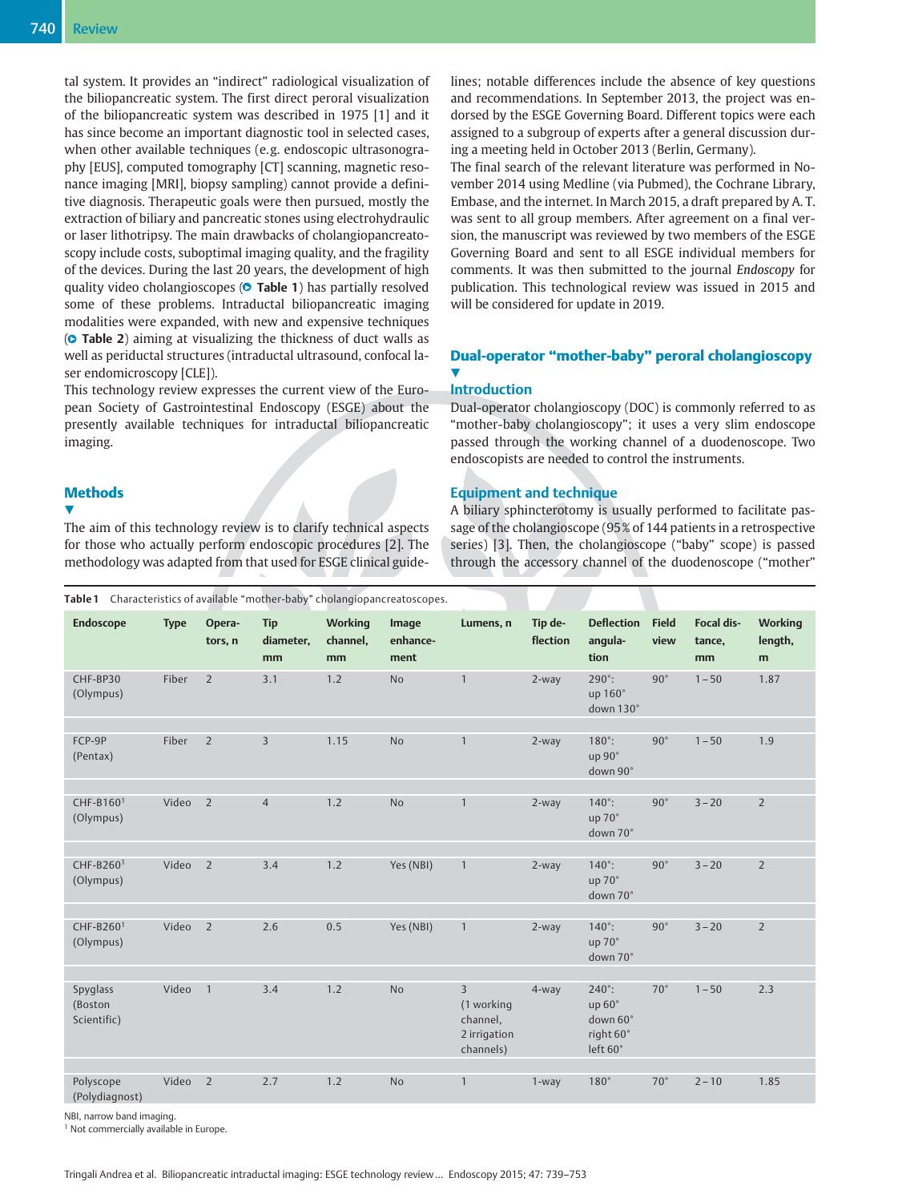tal system. It provides an "indirect" radiological visualization of the biliopancreatic system. The first direct peroral visualization of the biliopancreatic system was described in 1975 [1] and it has since become an important diagnostic tool in selected cases, when other available techniques (e.g. endoscopic ultrasonography [EUS], computed tomography [CT] scanning, magnetic resonance imaging [MRI], biopsy sampling) cannot provide a definitive diagnosis. Therapeutic goals were then pursued, mostly the extraction of biliary and pancreatic stones using electrohydraulic or laser lithotripsy. The main drawbacks of cholangiopancreatoscopy include costs, suboptimal imaging quality, and the fragility of the devices. During the last 20 years, the development of high quality video cholangioscopes (**Table 1**) has partially resolved some of these problems. Intraductal biliopancreatic imaging modalities were expanded, with new and expensive techniques (**Table 2**) aiming at visualizing the thickness of duct walls as well as periductal structures (intraductal ultrasound, confocal laser endomicroscopy [CLE]).

This technology review expresses the current view of the European Society of Gastrointestinal Endoscopy (ESGE) about the presently available techniques for intraductal biliopancreatic imaging.

## Methods

The aim of this technology review is to clarify technical aspects for those who actually perform endoscopic procedures [2]. The methodology was adapted from that used for ESGE clinical guidelines; notable differences include the absence of key questions and recommendations. In September 2013, the project was endorsed by the ESGE Governing Board. Different topics were each assigned to a subgroup of experts after a general discussion during a meeting held in October 2013 (Berlin, Germany).

The final search of the relevant literature was performed in November 2014 using Medline (via Pubmed), the Cochrane Library, Embase, and the internet. In March 2015, a draft prepared by A. T. was sent to all group members. After agreement on a final version, the manuscript was reviewed by two members of the ESGE Governing Board and sent to all ESGE individual members for comments. It was then submitted to the journal *Endoscopy* for publication. This technological review was issued in 2015 and will be considered for update in 2019.

## Dual-operator "mother-baby" peroral cholangioscopy

### Introduction

Dual-operator cholangioscopy (DOC) is commonly referred to as "mother-baby cholangioscopy"; it uses a very slim endoscope passed through the working channel of a duodenoscope. Two endoscopists are needed to control the instruments.

### Equipment and technique

A biliary sphincterotomy is usually performed to facilitate passage of the cholangioscope (95 % of 144 patients in a retrospective series) [3]. Then, the cholangioscope ("baby" scope) is passed through the accessory channel of the duodenoscope ("mother"

**Table 1** Characteristics of available "mother-baby" cholangiopancreatoscopes.

| Endoscope | Type | Operators, n | Tip diameter, mm | Working channel, mm | Image enhancement | Lumens, n | Tip deflection | Deflection angulation | Field view | Focal distance, mm | Working length, m |
|---|---|---|---|---|---|---|---|---|---|---|---|
| CHF-BP30 (Olympus) | Fiber | 2 | 3.1 | 1.2 | No | 1 | 2-way | 290°: up 160° down 130° | 90° | 1–50 | 1.87 |
| FCP-9P (Pentax) | Fiber | 2 | 3 | 1.15 | No | 1 | 2-way | 180°: up 90° down 90° | 90° | 1–50 | 1.9 |
| CHF-B160[1] (Olympus) | Video | 2 | 4 | 1.2 | No | 1 | 2-way | 140°: up 70° down 70° | 90° | 3–20 | 2 |
| CHF-B260[1] (Olympus) | Video | 2 | 3.4 | 1.2 | Yes (NBI) | 1 | 2-way | 140°: up 70° down 70° | 90° | 3–20 | 2 |
| CHF-B260[1] (Olympus) | Video | 2 | 2.6 | 0.5 | Yes (NBI) | 1 | 2-way | 140°: up 70° down 70° | 90° | 3–20 | 2 |
| Spyglass (Boston Scientific) | Video | 1 | 3.4 | 1.2 | No | 3 (1 working channel, 2 irrigation channels) | 4-way | 240°: up 60° down 60° right 60° left 60° | 70° | 1–50 | 2.3 |
| Polyscope (Polydiagnost) | Video | 2 | 2.7 | 1.2 | No | 1 | 1-way | 180° | 70° | 2–10 | 1.85 |

NBI, narrow band imaging.
[1] Not commercially available in Europe.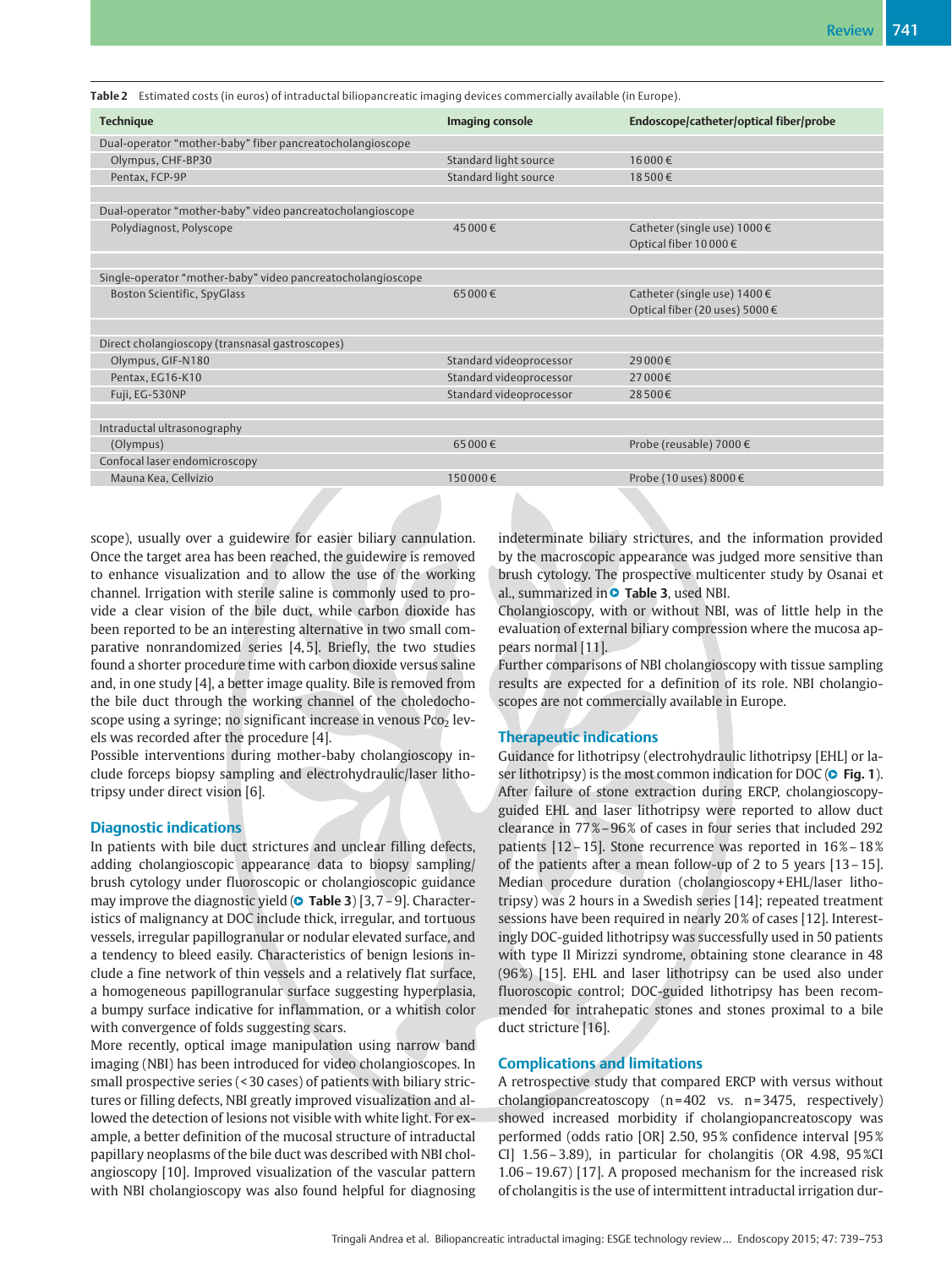**Table 2** Estimated costs (in euros) of intraductal biliopancreatic imaging devices commercially available (in Europe).

| Technique | Imaging console | Endoscope/catheter/optical fiber/probe |
|---|---|---|
| Dual-operator "mother-baby" fiber pancreatocholangioscope | | |
| Olympus, CHF-BP30 | Standard light source | 16 000 € |
| Pentax, FCP-9P | Standard light source | 18 500 € |
| Dual-operator "mother-baby" video pancreatocholangioscope | | |
| Polydiagnost, Polyscope | 45 000 € | Catheter (single use) 1000 €<br>Optical fiber 10 000 € |
| Single-operator "mother-baby" video pancreatocholangioscope | | |
| Boston Scientific, SpyGlass | 65 000 € | Catheter (single use) 1400 €<br>Optical fiber (20 uses) 5000 € |
| Direct cholangioscopy (transnasal gastroscopes) | | |
| Olympus, GIF-N180 | Standard videoprocessor | 29 000 € |
| Pentax, EG16-K10 | Standard videoprocessor | 27 000 € |
| Fuji, EG-530NP | Standard videoprocessor | 28 500 € |
| Intraductal ultrasonography | | |
| (Olympus) | 65 000 € | Probe (reusable) 7000 € |
| Confocal laser endomicroscopy | | |
| Mauna Kea, Cellvizio | 150 000 € | Probe (10 uses) 8000 € |

scope), usually over a guidewire for easier biliary cannulation. Once the target area has been reached, the guidewire is removed to enhance visualization and to allow the use of the working channel. Irrigation with sterile saline is commonly used to provide a clear vision of the bile duct, while carbon dioxide has been reported to be an interesting alternative in two small comparative nonrandomized series [4, 5]. Briefly, the two studies found a shorter procedure time with carbon dioxide versus saline and, in one study [4], a better image quality. Bile is removed from the bile duct through the working channel of the choledochoscope using a syringe; no significant increase in venous $Pco_2$ levels was recorded after the procedure [4].

Possible interventions during mother-baby cholangioscopy include forceps biopsy sampling and electrohydraulic/laser lithotripsy under direct vision [6].

## Diagnostic indications

In patients with bile duct strictures and unclear filling defects, adding cholangioscopic appearance data to biopsy sampling/brush cytology under fluoroscopic or cholangioscopic guidance may improve the diagnostic yield (Table 3) [3, 7 – 9]. Characteristics of malignancy at DOC include thick, irregular, and tortuous vessels, irregular papillogranular or nodular elevated surface, and a tendency to bleed easily. Characteristics of benign lesions include a fine network of thin vessels and a relatively flat surface, a homogeneous papillogranular surface suggesting hyperplasia, a bumpy surface indicative for inflammation, or a whitish color with convergence of folds suggesting scars.

More recently, optical image manipulation using narrow band imaging (NBI) has been introduced for video cholangioscopes. In small prospective series (< 30 cases) of patients with biliary strictures or filling defects, NBI greatly improved visualization and allowed the detection of lesions not visible with white light. For example, a better definition of the mucosal structure of intraductal papillary neoplasms of the bile duct was described with NBI cholangioscopy [10]. Improved visualization of the vascular pattern with NBI cholangioscopy was also found helpful for diagnosing indeterminate biliary strictures, and the information provided by the macroscopic appearance was judged more sensitive than brush cytology. The prospective multicenter study by Osanai et al., summarized in Table 3, used NBI.

Cholangioscopy, with or without NBI, was of little help in the evaluation of external biliary compression where the mucosa appears normal [11].

Further comparisons of NBI cholangioscopy with tissue sampling results are expected for a definition of its role. NBI cholangioscopes are not commercially available in Europe.

## Therapeutic indications

Guidance for lithotripsy (electrohydraulic lithotripsy [EHL] or laser lithotripsy) is the most common indication for DOC (Fig. 1). After failure of stone extraction during ERCP, cholangioscopy-guided EHL and laser lithotripsy were reported to allow duct clearance in 77 % – 96 % of cases in four series that included 292 patients [12 – 15]. Stone recurrence was reported in 16 % – 18 % of the patients after a mean follow-up of 2 to 5 years [13 – 15]. Median procedure duration (cholangioscopy + EHL/laser lithotripsy) was 2 hours in a Swedish series [14]; repeated treatment sessions have been required in nearly 20 % of cases [12]. Interestingly DOC-guided lithotripsy was successfully used in 50 patients with type II Mirizzi syndrome, obtaining stone clearance in 48 (96 %) [15]. EHL and laser lithotripsy can be used also under fluoroscopic control; DOC-guided lithotripsy has been recommended for intrahepatic stones and stones proximal to a bile duct stricture [16].

## Complications and limitations

A retrospective study that compared ERCP with versus without cholangiopancreatoscopy (n = 402 vs. n = 3475, respectively) showed increased morbidity if cholangiopancreatoscopy was performed (odds ratio [OR] 2.50, 95 % confidence interval [95 % CI] 1.56 – 3.89), in particular for cholangitis (OR 4.98, 95 %CI 1.06 – 19.67) [17]. A proposed mechanism for the increased risk of cholangitis is the use of intermittent intraductal irrigation dur-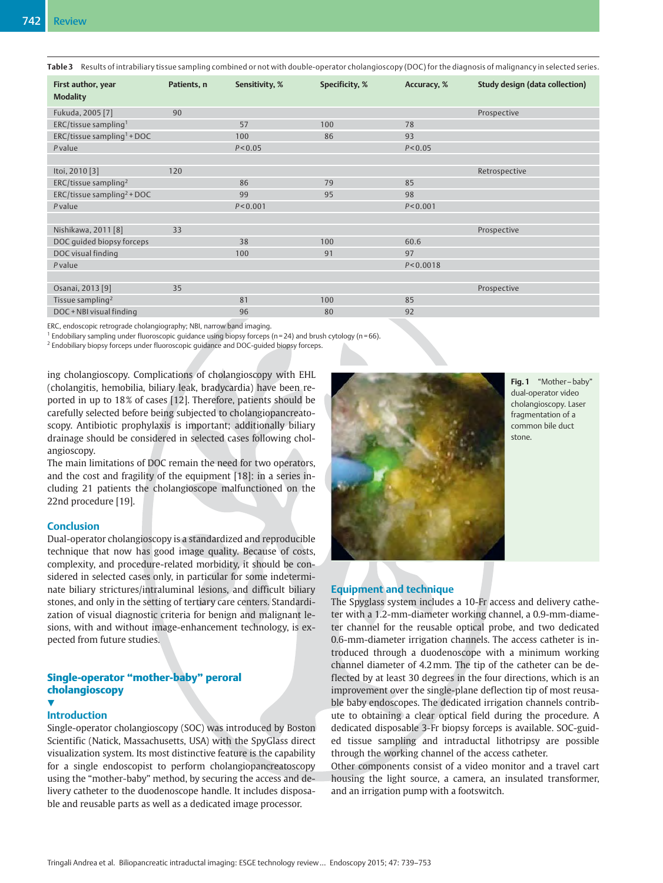**Table 3** Results of intrabiliary tissue sampling combined or not with double-operator cholangioscopy (DOC) for the diagnosis of malignancy in selected series.

| First author, year<br>Modality | Patients, n | Sensitivity, % | Specificity, % | Accuracy, % | Study design (data collection) |
|---|---|---|---|---|---|
| Fukuda, 2005 [7] | 90 | | | | Prospective |
| ERC/tissue sampling[1] | | 57 | 100 | 78 | |
| ERC/tissue sampling[1] + DOC | | 100 | 86 | 93 | |
| *P* value | | $P<0.05$ | | $P<0.05$ | |
| | | | | | |
| Itoi, 2010 [3] | 120 | | | | Retrospective |
| ERC/tissue sampling[2] | | 86 | 79 | 85 | |
| ERC/tissue sampling[2] + DOC | | 99 | 95 | 98 | |
| *P* value | | $P<0.001$ | | $P<0.001$ | |
| | | | | | |
| Nishikawa, 2011 [8] | 33 | | | | Prospective |
| DOC guided biopsy forceps | | 38 | 100 | 60.6 | |
| DOC visual finding | | 100 | 91 | 97 | |
| *P* value | | | | $P<0.0018$ | |
| | | | | | |
| Osanai, 2013 [9] | 35 | | | | Prospective |
| Tissue sampling[2] | | 81 | 100 | 85 | |
| DOC + NBI visual finding | | 96 | 80 | 92 | |

ERC, endoscopic retrograde cholangiography; NBI, narrow band imaging.
[1] Endobiliary sampling under fluoroscopic guidance using biopsy forceps (n = 24) and brush cytology (n = 66).
[2] Endobiliary biopsy forceps under fluoroscopic guidance and DOC-guided biopsy forceps.

ing cholangioscopy. Complications of cholangioscopy with EHL (cholangitis, hemobilia, biliary leak, bradycardia) have been reported in up to 18 % of cases [12]. Therefore, patients should be carefully selected before being subjected to cholangiopancreatoscopy. Antibiotic prophylaxis is important; additionally biliary drainage should be considered in selected cases following cholangioscopy.
The main limitations of DOC remain the need for two operators, and the cost and fragility of the equipment [18]: in a series including 21 patients the cholangioscope malfunctioned on the 22nd procedure [19].

### Conclusion

Dual-operator cholangioscopy is a standardized and reproducible technique that now has good image quality. Because of costs, complexity, and procedure-related morbidity, it should be considered in selected cases only, in particular for some indeterminate biliary strictures/intraluminal lesions, and difficult biliary stones, and only in the setting of tertiary care centers. Standardization of visual diagnostic criteria for benign and malignant lesions, with and without image-enhancement technology, is expected from future studies.

## Single-operator “mother-baby” peroral cholangioscopy

### Introduction

Single-operator cholangioscopy (SOC) was introduced by Boston Scientific (Natick, Massachusetts, USA) with the SpyGlass direct visualization system. Its most distinctive feature is the capability for a single endoscopist to perform cholangiopancreatoscopy using the “mother-baby” method, by securing the access and delivery catheter to the duodenoscope handle. It includes disposable and reusable parts as well as a dedicated image processor.

**Fig. 1** “Mother–baby” dual-operator video cholangioscopy. Laser fragmentation of a common bile duct stone.

### Equipment and technique

The Spyglass system includes a 10-Fr access and delivery catheter with a 1.2-mm-diameter working channel, a 0.9-mm-diameter channel for the reusable optical probe, and two dedicated 0.6-mm-diameter irrigation channels. The access catheter is introduced through a duodenoscope with a minimum working channel diameter of 4.2 mm. The tip of the catheter can be deflected by at least 30 degrees in the four directions, which is an improvement over the single-plane deflection tip of most reusable baby endoscopes. The dedicated irrigation channels contribute to obtaining a clear optical field during the procedure. A dedicated disposable 3-Fr biopsy forceps is available. SOC-guided tissue sampling and intraductal lithotripsy are possible through the working channel of the access catheter.
Other components consist of a video monitor and a travel cart housing the light source, a camera, an insulated transformer, and an irrigation pump with a footswitch.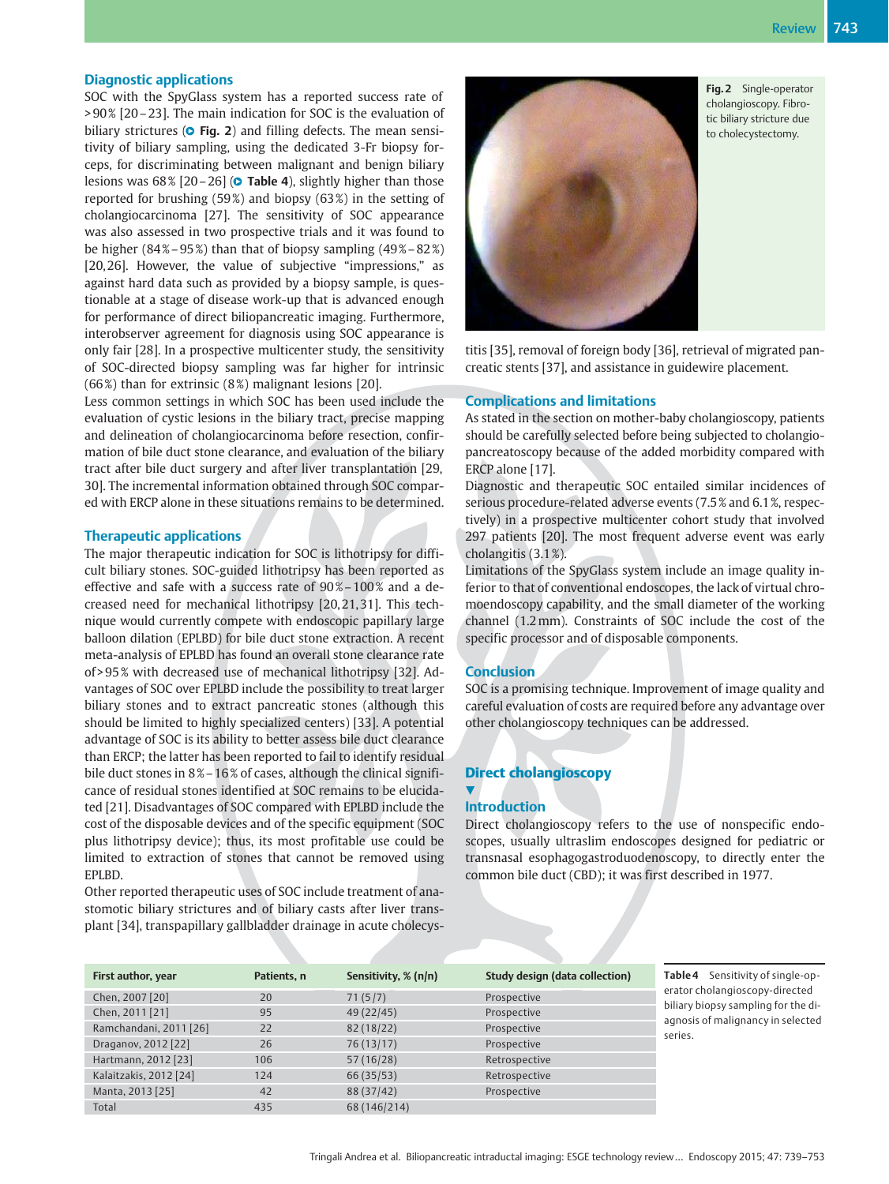## Diagnostic applications

SOC with the SpyGlass system has a reported success rate of >90% [20–23]. The main indication for SOC is the evaluation of biliary strictures (Fig. 2) and filling defects. The mean sensitivity of biliary sampling, using the dedicated 3-Fr biopsy forceps, for discriminating between malignant and benign biliary lesions was 68% [20–26] (Table 4), slightly higher than those reported for brushing (59%) and biopsy (63%) in the setting of cholangiocarcinoma [27]. The sensitivity of SOC appearance was also assessed in two prospective trials and it was found to be higher (84%–95%) than that of biopsy sampling (49%–82%) [20,26]. However, the value of subjective "impressions," as against hard data such as provided by a biopsy sample, is questionable at a stage of disease work-up that is advanced enough for performance of direct biliopancreatic imaging. Furthermore, interobserver agreement for diagnosis using SOC appearance is only fair [28]. In a prospective multicenter study, the sensitivity of SOC-directed biopsy sampling was far higher for intrinsic (66%) than for extrinsic (8%) malignant lesions [20].

Less common settings in which SOC has been used include the evaluation of cystic lesions in the biliary tract, precise mapping and delineation of cholangiocarcinoma before resection, confirmation of bile duct stone clearance, and evaluation of the biliary tract after bile duct surgery and after liver transplantation [29, 30]. The incremental information obtained through SOC compared with ERCP alone in these situations remains to be determined.

## Therapeutic applications

The major therapeutic indication for SOC is lithotripsy for difficult biliary stones. SOC-guided lithotripsy has been reported as effective and safe with a success rate of 90%–100% and a decreased need for mechanical lithotripsy [20,21,31]. This technique would currently compete with endoscopic papillary large balloon dilation (EPLBD) for bile duct stone extraction. A recent meta-analysis of EPLBD has found an overall stone clearance rate of >95% with decreased use of mechanical lithotripsy [32]. Advantages of SOC over EPLBD include the possibility to treat larger biliary stones and to extract pancreatic stones (although this should be limited to highly specialized centers) [33]. A potential advantage of SOC is its ability to better assess bile duct clearance than ERCP; the latter has been reported to fail to identify residual bile duct stones in 8%–16% of cases, although the clinical significance of residual stones identified at SOC remains to be elucidated [21]. Disadvantages of SOC compared with EPLBD include the cost of the disposable devices and of the specific equipment (SOC plus lithotripsy device); thus, its most profitable use could be limited to extraction of stones that cannot be removed using EPLBD.

Other reported therapeutic uses of SOC include treatment of anastomotic biliary strictures and of biliary casts after liver transplant [34], transpapillary gallbladder drainage in acute cholecystitis [35], removal of foreign body [36], retrieval of migrated pancreatic stents [37], and assistance in guidewire placement.

**Fig. 2** Single-operator cholangioscopy. Fibrotic biliary structure due to cholecystectomy.

## Complications and limitations

As stated in the section on mother-baby cholangioscopy, patients should be carefully selected before being subjected to cholangiopancreatoscopy because of the added morbidity compared with ERCP alone [17].

Diagnostic and therapeutic SOC entailed similar incidences of serious procedure-related adverse events (7.5% and 6.1%, respectively) in a prospective multicenter cohort study that involved 297 patients [20]. The most frequent adverse event was early cholangitis (3.1%).

Limitations of the SpyGlass system include an image quality inferior to that of conventional endoscopes, the lack of virtual chromoendoscopy capability, and the small diameter of the working channel (1.2 mm). Constraints of SOC include the cost of the specific processor and of disposable components.

## Conclusion

SOC is a promising technique. Improvement of image quality and careful evaluation of costs are required before any advantage over other cholangioscopy techniques can be addressed.

# Direct cholangioscopy

## Introduction

Direct cholangioscopy refers to the use of nonspecific endoscopes, usually ultraslim endoscopes designed for pediatric or transnasal esophagogastroduodenoscopy, to directly enter the common bile duct (CBD); it was first described in 1977.

| First author, year | Patients, n | Sensitivity, % (n/n) | Study design (data collection) |
|---|---|---|---|
| Chen, 2007 [20] | 20 | 71 (5/7) | Prospective |
| Chen, 2011 [21] | 95 | 49 (22/45) | Prospective |
| Ramchandani, 2011 [26] | 22 | 82 (18/22) | Prospective |
| Draganov, 2012 [22] | 26 | 76 (13/17) | Prospective |
| Hartmann, 2012 [23] | 106 | 57 (16/28) | Retrospective |
| Kalaitzakis, 2012 [24] | 124 | 66 (35/53) | Retrospective |
| Manta, 2013 [25] | 42 | 88 (37/42) | Prospective |
| Total | 435 | 68 (146/214) | |

**Table 4** Sensitivity of single-operator cholangioscopy-directed biliary biopsy sampling for the diagnosis of malignancy in selected series.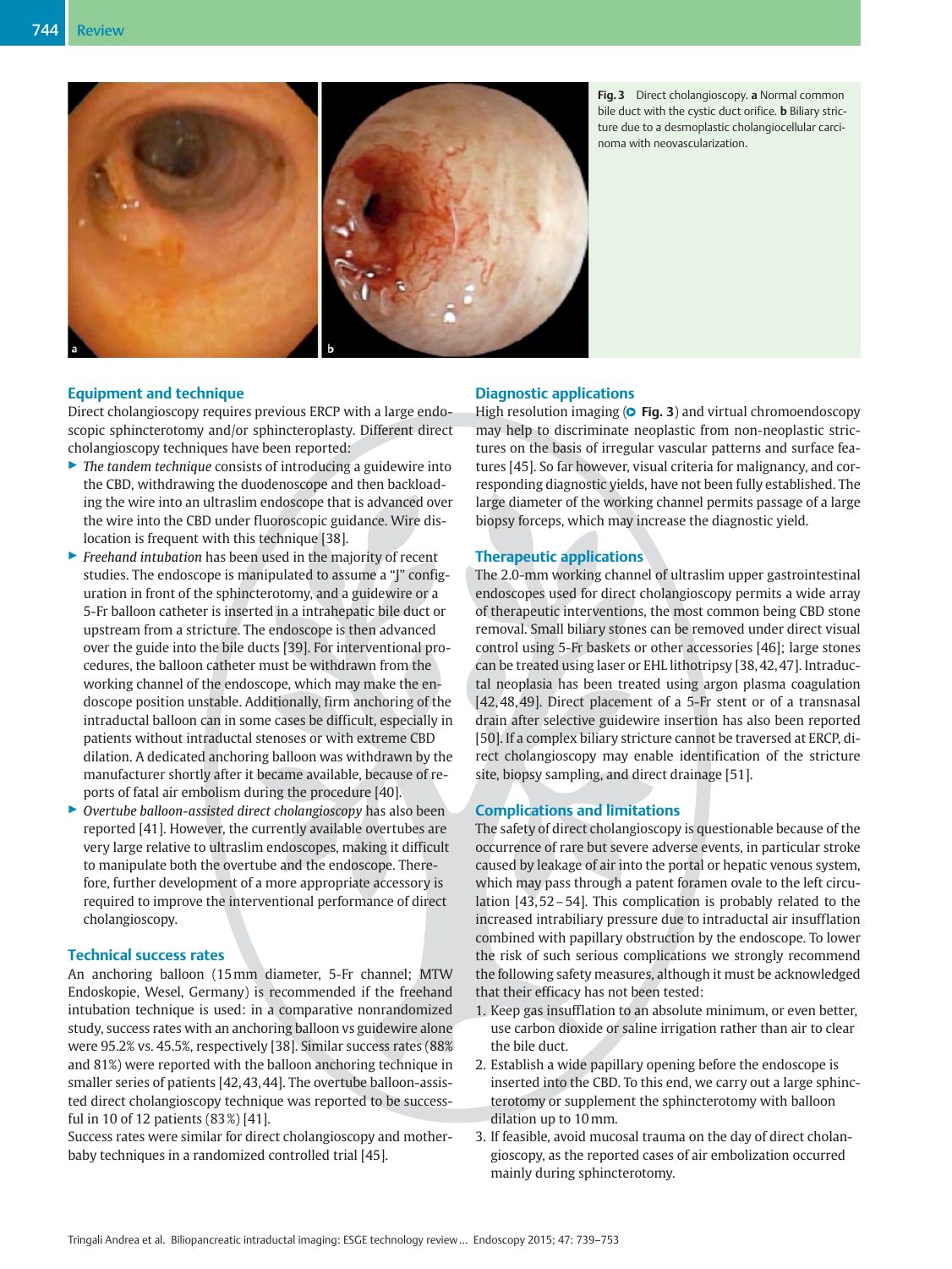Fig. 3 Direct cholangioscopy. **a** Normal common bile duct with the cystic duct orifice. **b** Biliary stricture due to a desmoplastic cholangiocellular carcinoma with neovascularization.

## Equipment and technique

Direct cholangioscopy requires previous ERCP with a large endoscopic sphincterotomy and/or sphincteroplasty. Different direct cholangioscopy techniques have been reported:

- *The tandem technique* consists of introducing a guidewire into the CBD, withdrawing the duodenoscope and then backloading the wire into an ultraslim endoscope that is advanced over the wire into the CBD under fluoroscopic guidance. Wire dislocation is frequent with this technique [38].
- *Freehand intubation* has been used in the majority of recent studies. The endoscope is manipulated to assume a "J" configuration in front of the sphincterotomy, and a guidewire or a 5-Fr balloon catheter is inserted in a intrahepatic bile duct or upstream from a stricture. The endoscope is then advanced over the guide into the bile ducts [39]. For interventional procedures, the balloon catheter must be withdrawn from the working channel of the endoscope, which may make the endoscope position unstable. Additionally, firm anchoring of the intraductal balloon can in some cases be difficult, especially in patients without intraductal stenoses or with extreme CBD dilation. A dedicated anchoring balloon was withdrawn by the manufacturer shortly after it became available, because of reports of fatal air embolism during the procedure [40].
- *Overtube balloon-assisted direct cholangioscopy* has also been reported [41]. However, the currently available overtubes are very large relative to ultraslim endoscopes, making it difficult to manipulate both the overtube and the endoscope. Therefore, further development of a more appropriate accessory is required to improve the interventional performance of direct cholangioscopy.

## Technical success rates

An anchoring balloon (15 mm diameter, 5-Fr channel; MTW Endoskopie, Wesel, Germany) is recommended if the freehand intubation technique is used: in a comparative nonrandomized study, success rates with an anchoring balloon vs guidewire alone were 95.2% vs. 45.5%, respectively [38]. Similar success rates (88% and 81%) were reported with the balloon anchoring technique in smaller series of patients [42, 43, 44]. The overtube balloon-assisted direct cholangioscopy technique was reported to be successful in 10 of 12 patients (83%) [41].

Success rates were similar for direct cholangioscopy and mother-baby techniques in a randomized controlled trial [45].

## Diagnostic applications

High resolution imaging (Fig. 3) and virtual chromoendoscopy may help to discriminate neoplastic from non-neoplastic strictures on the basis of irregular vascular patterns and surface features [45]. So far however, visual criteria for malignancy, and corresponding diagnostic yields, have not been fully established. The large diameter of the working channel permits passage of a large biopsy forceps, which may increase the diagnostic yield.

## Therapeutic applications

The 2.0-mm working channel of ultraslim upper gastrointestinal endoscopes used for direct cholangioscopy permits a wide array of therapeutic interventions, the most common being CBD stone removal. Small biliary stones can be removed under direct visual control using 5-Fr baskets or other accessories [46]; large stones can be treated using laser or EHL lithotripsy [38, 42, 47]. Intraductal neoplasia has been treated using argon plasma coagulation [42, 48, 49]. Direct placement of a 5-Fr stent or of a transnasal drain after selective guidewire insertion has also been reported [50]. If a complex biliary stricture cannot be traversed at ERCP, direct cholangioscopy may enable identification of the stricture site, biopsy sampling, and direct drainage [51].

## Complications and limitations

The safety of direct cholangioscopy is questionable because of the occurrence of rare but severe adverse events, in particular stroke caused by leakage of air into the portal or hepatic venous system, which may pass through a patent foramen ovale to the left circulation [43, 52 – 54]. This complication is probably related to the increased intrabiliary pressure due to intraductal air insufflation combined with papillary obstruction by the endoscope. To lower the risk of such serious complications we strongly recommend the following safety measures, although it must be acknowledged that their efficacy has not been tested:

1. Keep gas insufflation to an absolute minimum, or even better, use carbon dioxide or saline irrigation rather than air to clear the bile duct.
2. Establish a wide papillary opening before the endoscope is inserted into the CBD. To this end, we carry out a large sphincterotomy or supplement the sphincterotomy with balloon dilation up to 10 mm.
3. If feasible, avoid mucosal trauma on the day of direct cholangioscopy, as the reported cases of air embolization occurred mainly during sphincterotomy.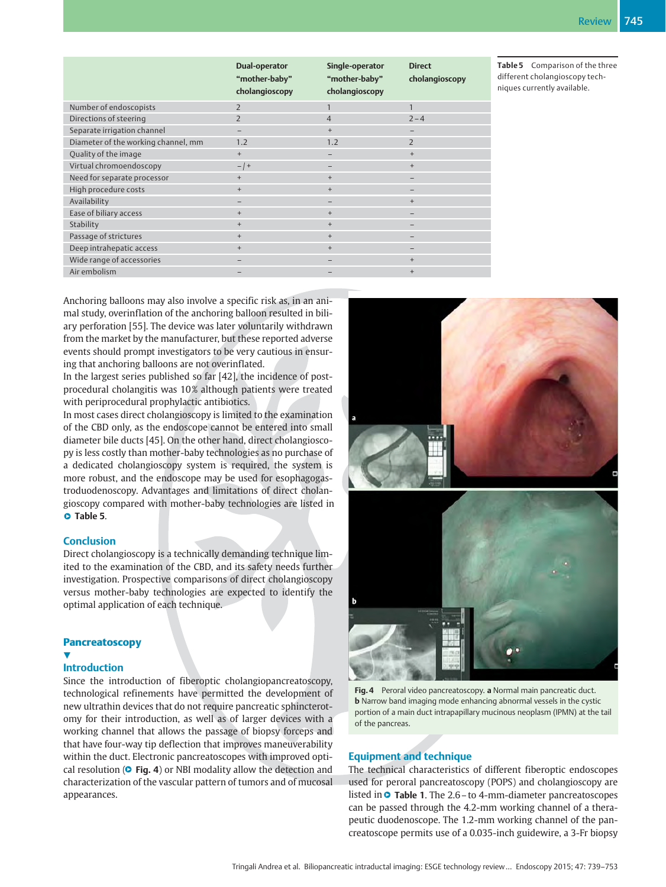| | Dual-operator "mother-baby" cholangioscopy | Single-operator "mother-baby" cholangioscopy | Direct cholangioscopy |
|---|---|---|---|
| Number of endoscopists | 2 | 1 | 1 |
| Directions of steering | 2 | 4 | 2–4 |
| Separate irrigation channel | – | + | – |
| Diameter of the working channel, mm | 1.2 | 1.2 | 2 |
| Quality of the image | + | – | + |
| Virtual chromoendoscopy | –/+ | – | + |
| Need for separate processor | + | + | – |
| High procedure costs | + | + | – |
| Availability | – | – | + |
| Ease of biliary access | + | + | – |
| Stability | + | + | – |
| Passage of strictures | + | + | – |
| Deep intrahepatic access | + | + | – |
| Wide range of accessories | – | – | + |
| Air embolism | – | – | + |

**Table 5** Comparison of the three different cholangioscopy techniques currently available.

Anchoring balloons may also involve a specific risk as, in an animal study, overinflation of the anchoring balloon resulted in biliary perforation [55]. The device was later voluntarily withdrawn from the market by the manufacturer, but these reported adverse events should prompt investigators to be very cautious in ensuring that anchoring balloons are not overinflated.

In the largest series published so far [42], the incidence of post-procedural cholangitis was 10% although patients were treated with periprocedural prophylactic antibiotics.

In most cases direct cholangioscopy is limited to the examination of the CBD only, as the endoscope cannot be entered into small diameter bile ducts [45]. On the other hand, direct cholangioscopy is less costly than mother-baby technologies as no purchase of a dedicated cholangioscopy system is required, the system is more robust, and the endoscope may be used for esophagogastroduodenoscopy. Advantages and limitations of direct cholangioscopy compared with mother-baby technologies are listed in **Table 5**.

## Conclusion

Direct cholangioscopy is a technically demanding technique limited to the examination of the CBD, and its safety needs further investigation. Prospective comparisons of direct cholangioscopy versus mother-baby technologies are expected to identify the optimal application of each technique.

# Pancreatoscopy

## Introduction

Since the introduction of fiberoptic cholangiopancreatoscopy, technological refinements have permitted the development of new ultrathin devices that do not require pancreatic sphincterotomy for their introduction, as well as of larger devices with a working channel that allows the passage of biopsy forceps and that have four-way tip deflection that improves maneuverability within the duct. Electronic pancreatoscopes with improved optical resolution (**Fig. 4**) or NBI modality allow the detection and characterization of the vascular pattern of tumors and of mucosal appearances.

**Fig. 4** Peroral video pancreatoscopy. **a** Normal main pancreatic duct. **b** Narrow band imaging mode enhancing abnormal vessels in the cystic portion of a main duct intrapapillary mucinous neoplasm (IPMN) at the tail of the pancreas.

## Equipment and technique

The technical characteristics of different fiberoptic endoscopes used for peroral pancreatoscopy (POPS) and cholangioscopy are listed in **Table 1**. The 2.6 – to 4-mm-diameter pancreatoscopes can be passed through the 4.2-mm working channel of a therapeutic duodenoscope. The 1.2-mm working channel of the pancreatoscope permits use of a 0.035-inch guidewire, a 3-Fr biopsy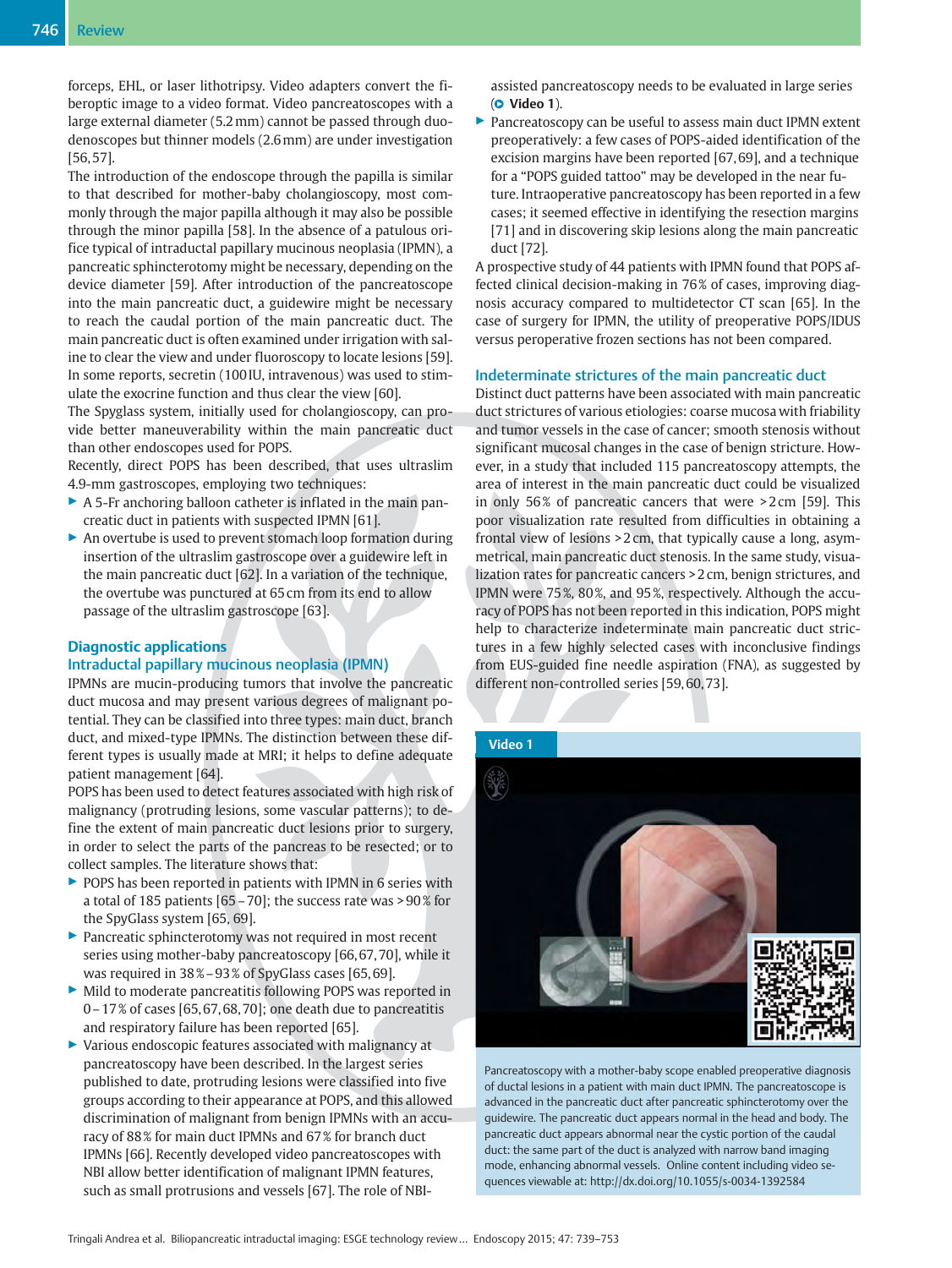forceps, EHL, or laser lithotripsy. Video adapters convert the fiberoptic image to a video format. Video pancreatoscopes with a large external diameter (5.2 mm) cannot be passed through duodenoscopes but thinner models (2.6 mm) are under investigation [56, 57].

The introduction of the endoscope through the papilla is similar to that described for mother-baby cholangioscopy, most commonly through the major papilla although it may also be possible through the minor papilla [58]. In the absence of a patulous orifice typical of intraductal papillary mucinous neoplasia (IPMN), a pancreatic sphincterotomy might be necessary, depending on the device diameter [59]. After introduction of the pancreatoscope into the main pancreatic duct, a guidewire might be necessary to reach the caudal portion of the main pancreatic duct. The main pancreatic duct is often examined under irrigation with saline to clear the view and under fluoroscopy to locate lesions [59]. In some reports, secretin (100 IU, intravenous) was used to stimulate the exocrine function and thus clear the view [60].

The Spyglass system, initially used for cholangioscopy, can provide better maneuverability within the main pancreatic duct than other endoscopes used for POPS.

Recently, direct POPS has been described, that uses ultraslim 4.9-mm gastroscopes, employing two techniques:

- A 5-Fr anchoring balloon catheter is inflated in the main pancreatic duct in patients with suspected IPMN [61].
- An overtube is used to prevent stomach loop formation during insertion of the ultraslim gastroscope over a guidewire left in the main pancreatic duct [62]. In a variation of the technique, the overtube was punctured at 65 cm from its end to allow passage of the ultraslim gastroscope [63].

## Diagnostic applications

### Intraductal papillary mucinous neoplasia (IPMN)

IPMNs are mucin-producing tumors that involve the pancreatic duct mucosa and may present various degrees of malignant potential. They can be classified into three types: main duct, branch duct, and mixed-type IPMNs. The distinction between these different types is usually made at MRI; it helps to define adequate patient management [64].

POPS has been used to detect features associated with high risk of malignancy (protruding lesions, some vascular patterns); to define the extent of main pancreatic duct lesions prior to surgery, in order to select the parts of the pancreas to be resected; or to collect samples. The literature shows that:

- POPS has been reported in patients with IPMN in 6 series with a total of 185 patients [65 – 70]; the success rate was > 90 % for the SpyGlass system [65, 69].
- Pancreatic sphincterotomy was not required in most recent series using mother-baby pancreatoscopy [66, 67, 70], while it was required in 38 % – 93 % of SpyGlass cases [65, 69].
- Mild to moderate pancreatitis following POPS was reported in 0 – 17 % of cases [65, 67, 68, 70]; one death due to pancreatitis and respiratory failure has been reported [65].
- Various endoscopic features associated with malignancy at pancreatoscopy have been described. In the largest series published to date, protruding lesions were classified into five groups according to their appearance at POPS, and this allowed discrimination of malignant from benign IPMNs with an accuracy of 88 % for main duct IPMNs and 67 % for branch duct IPMNs [66]. Recently developed video pancreatoscopes with NBI allow better identification of malignant IPMN features, such as small protrusions and vessels [67]. The role of NBI-assisted pancreatoscopy needs to be evaluated in large series (Video 1).
- Pancreatoscopy can be useful to assess main duct IPMN extent preoperatively: a few cases of POPS-aided identification of the excision margins have been reported [67, 69], and a technique for a "POPS guided tattoo" may be developed in the near future. Intraoperative pancreatoscopy has been reported in a few cases; it seemed effective in identifying the resection margins [71] and in discovering skip lesions along the main pancreatic duct [72].

A prospective study of 44 patients with IPMN found that POPS affected clinical decision-making in 76 % of cases, improving diagnosis accuracy compared to multidetector CT scan [65]. In the case of surgery for IPMN, the utility of preoperative POPS/IDUS versus peroperative frozen sections has not been compared.

### Indeterminate strictures of the main pancreatic duct

Distinct duct patterns have been associated with main pancreatic duct strictures of various etiologies: coarse mucosa with friability and tumor vessels in the case of cancer; smooth stenosis without significant mucosal changes in the case of benign stricture. However, in a study that included 115 pancreatoscopy attempts, the area of interest in the main pancreatic duct could be visualized in only 56 % of pancreatic cancers that were > 2 cm [59]. This poor visualization rate resulted from difficulties in obtaining a frontal view of lesions > 2 cm, that typically cause a long, asymmetrical, main pancreatic duct stenosis. In the same study, visualization rates for pancreatic cancers > 2 cm, benign strictures, and IPMN were 75 %, 80 %, and 95 %, respectively. Although the accuracy of POPS has not been reported in this indication, POPS might help to characterize indeterminate main pancreatic duct strictures in a few highly selected cases with inconclusive findings from EUS-guided fine needle aspiration (FNA), as suggested by different non-controlled series [59, 60, 73].

**Video 1**

Pancreatoscopy with a mother-baby scope enabled preoperative diagnosis of ductal lesions in a patient with main duct IPMN. The pancreatoscope is advanced in the pancreatic duct after pancreatic sphincterotomy over the guidewire. The pancreatic duct appears normal in the head and body. The pancreatic duct appears abnormal near the cystic portion of the caudal duct: the same part of the duct is analyzed with narrow band imaging mode, enhancing abnormal vessels. Online content including video sequences viewable at: http://dx.doi.org/10.1055/s-0034-1392584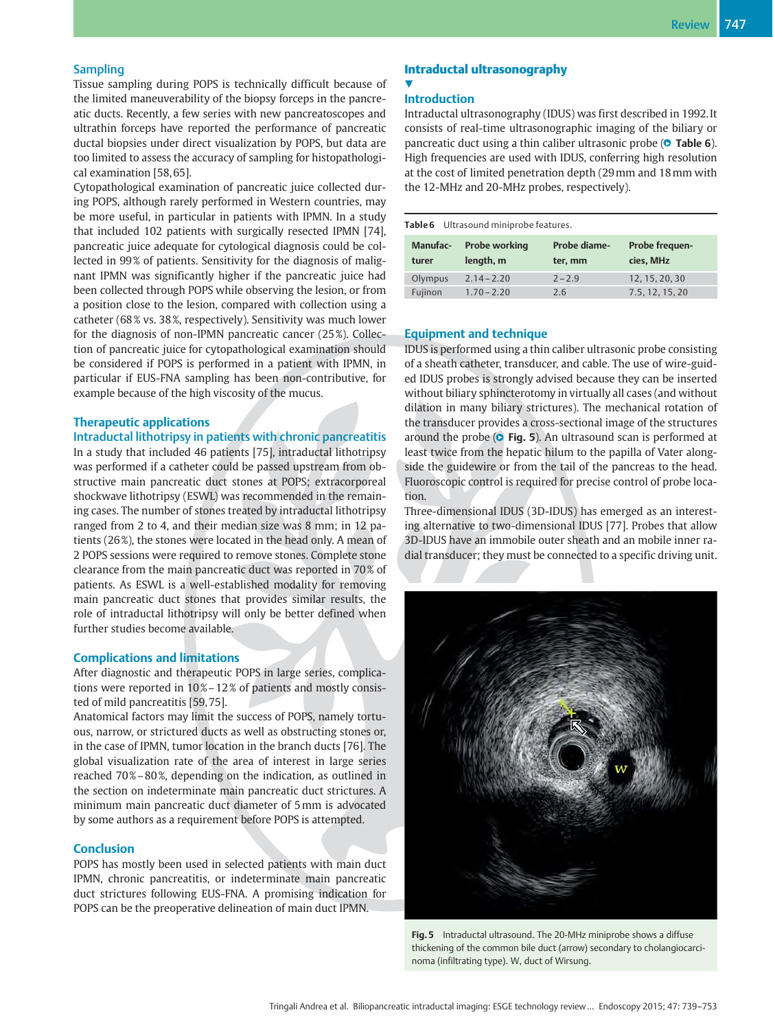## Sampling

Tissue sampling during POPS is technically difficult because of the limited maneuverability of the biopsy forceps in the pancreatic ducts. Recently, a few series with new pancreatoscopes and ultrathin forceps have reported the performance of pancreatic ductal biopsies under direct visualization by POPS, but data are too limited to assess the accuracy of sampling for histopathological examination [58,65].

Cytopathological examination of pancreatic juice collected during POPS, although rarely performed in Western countries, may be more useful, in particular in patients with IPMN. In a study that included 102 patients with surgically resected IPMN [74], pancreatic juice adequate for cytological diagnosis could be collected in 99% of patients. Sensitivity for the diagnosis of malignant IPMN was significantly higher if the pancreatic juice had been collected through POPS while observing the lesion, or from a position close to the lesion, compared with collection using a catheter (68% vs. 38%, respectively). Sensitivity was much lower for the diagnosis of non-IPMN pancreatic cancer (25%). Collection of pancreatic juice for cytopathological examination should be considered if POPS is performed in a patient with IPMN, in particular if EUS-FNA sampling has been non-contributive, for example because of the high viscosity of the mucus.

## Therapeutic applications

### Intraductal lithotripsy in patients with chronic pancreatitis

In a study that included 46 patients [75], intraductal lithotripsy was performed if a catheter could be passed upstream from obstructive main pancreatic duct stones at POPS; extracorporeal shockwave lithotripsy (ESWL) was recommended in the remaining cases. The number of stones treated by intraductal lithotripsy ranged from 2 to 4, and their median size was 8 mm; in 12 patients (26%), the stones were located in the head only. A mean of 2 POPS sessions were required to remove stones. Complete stone clearance from the main pancreatic duct was reported in 70% of patients. As ESWL is a well-established modality for removing main pancreatic duct stones that provides similar results, the role of intraductal lithotripsy will only be better defined when further studies become available.

## Complications and limitations

After diagnostic and therapeutic POPS in large series, complications were reported in 10%–12% of patients and mostly consisted of mild pancreatitis [59,75].

Anatomical factors may limit the success of POPS, namely tortuous, narrow, or strictured ducts as well as obstructing stones or, in the case of IPMN, tumor location in the branch ducts [76]. The global visualization rate of the area of interest in large series reached 70%–80%, depending on the indication, as outlined in the section on indeterminate main pancreatic duct strictures. A minimum main pancreatic duct diameter of 5 mm is advocated by some authors as a requirement before POPS is attempted.

## Conclusion

POPS has mostly been used in selected patients with main duct IPMN, chronic pancreatitis, or indeterminate main pancreatic duct strictures following EUS-FNA. A promising indication for POPS can be the preoperative delineation of main duct IPMN.

# Intraductal ultrasonography

## Introduction

Intraductal ultrasonography (IDUS) was first described in 1992. It consists of real-time ultrasonographic imaging of the biliary or pancreatic duct using a thin caliber ultrasonic probe (Table 6). High frequencies are used with IDUS, conferring high resolution at the cost of limited penetration depth (29 mm and 18 mm with the 12-MHz and 20-MHz probes, respectively).

**Table 6** Ultrasound miniprobe features.

| Manufacturer | Probe working length, m | Probe diameter, mm | Probe frequencies, MHz |
|---|---|---|---|
| Olympus | 2.14–2.20 | 2–2.9 | 12, 15, 20, 30 |
| Fujinon | 1.70–2.20 | 2.6 | 7.5, 12, 15, 20 |

## Equipment and technique

IDUS is performed using a thin caliber ultrasonic probe consisting of a sheath catheter, transducer, and cable. The use of wire-guided IDUS probes is strongly advised because they can be inserted without biliary sphincterotomy in virtually all cases (and without dilation in many biliary strictures). The mechanical rotation of the transducer provides a cross-sectional image of the structures around the probe (Fig. 5). An ultrasound scan is performed at least twice from the hepatic hilum to the papilla of Vater alongside the guidewire or from the tail of the pancreas to the head. Fluoroscopic control is required for precise control of probe location.

Three-dimensional IDUS (3D-IDUS) has emerged as an interesting alternative to two-dimensional IDUS [77]. Probes that allow 3D-IDUS have an immobile outer sheath and an mobile inner radial transducer; they must be connected to a specific driving unit.

**Fig. 5** Intraductal ultrasound. The 20-MHz miniprobe shows a diffuse thickening of the common bile duct (arrow) secondary to cholangiocarcinoma (infiltrating type). W, duct of Wirsung.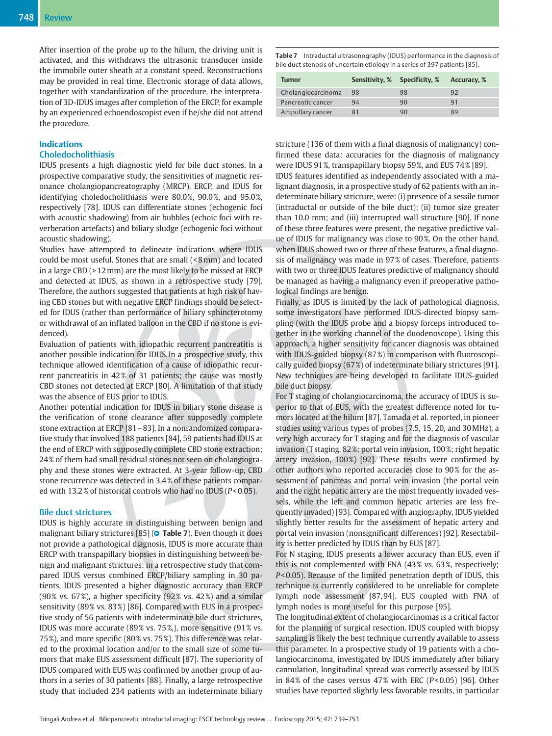After insertion of the probe up to the hilum, the driving unit is activated, and this withdraws the ultrasonic transducer inside the immobile outer sheath at a constant speed. Reconstructions may be provided in real time. Electronic storage of data allows, together with standardization of the procedure, the interpretation of 3D-IDUS images after completion of the ERCP, for example by an experienced echoendoscopist even if he/she did not attend the procedure.

## Indications

### Choledocholithiasis

IDUS presents a high diagnostic yield for bile duct stones. In a prospective comparative study, the sensitivities of magnetic resonance cholangiopancreatography (MRCP), ERCP, and IDUS for identifying choledocholithiasis were 80.0%, 90.0%, and 95.0%, respectively [78]. IDUS can differentiate stones (echogenic foci with acoustic shadowing) from air bubbles (echoic foci with reverberation artefacts) and biliary sludge (echogenic foci without acoustic shadowing).

Studies have attempted to delineate indications where IDUS could be most useful. Stones that are small (< 8 mm) and located in a large CBD (> 12 mm) are the most likely to be missed at ERCP and detected at IDUS, as shown in a retrospective study [79]. Therefore, the authors suggested that patients at high risk of having CBD stones but with negative ERCP findings should be selected for IDUS (rather than performance of biliary sphincterotomy or withdrawal of an inflated balloon in the CBD if no stone is evidenced).

Evaluation of patients with idiopathic recurrent pancreatitis is another possible indication for IDUS. In a prospective study, this technique allowed identification of a cause of idiopathic recurrent pancreatitis in 42% of 31 patients; the cause was mostly CBD stones not detected at ERCP [80]. A limitation of that study was the absence of EUS prior to IDUS.

Another potential indication for IDUS in biliary stone disease is the verification of stone clearance after supposedly complete stone extraction at ERCP [81–83]. In a nonrandomized comparative study that involved 188 patients [84], 59 patients had IDUS at the end of ERCP with supposedly complete CBD stone extraction; 24% of them had small residual stones not seen on cholangiography and these stones were extracted. At 3-year follow-up, CBD stone recurrence was detected in 3.4% of these patients compared with 13.2% of historical controls who had no IDUS ($P$ < 0.05).

### Bile duct strictures

IDUS is highly accurate in distinguishing between benign and malignant biliary strictures [85] (Table 7). Even though it does not provide a pathological diagnosis, IDUS is more accurate than ERCP with transpapillary biopsies in distinguishing between benign and malignant strictures: in a retrospective study that compared IDUS versus combined ERCP/biliary sampling in 30 patients, IDUS presented a higher diagnostic accuracy than ERCP (90% vs. 67%), a higher specificity (92% vs. 42%) and a similar sensitivity (89% vs. 83%) [86]. Compared with EUS in a prospective study of 56 patients with indeterminate bile duct strictures, IDUS was more accurate (89% vs. 75%,), more sensitive (91% vs. 75%), and more specific (80% vs. 75%). This difference was related to the proximal location and/or to the small size of some tumors that make EUS assessment difficult [87]. The superiority of IDUS compared with EUS was confirmed by another group of authors in a series of 30 patients [88]. Finally, a large retrospective study that included 234 patients with an indeterminate biliary stricture (136 of them with a final diagnosis of malignancy) confirmed these data: accuracies for the diagnosis of malignancy were IDUS 91%, transpapillary biopsy 59%, and EUS 74% [89].

**Table 7** Intraductal ultrasonography (IDUS) performance in the diagnosis of bile duct stenosis of uncertain etiology in a series of 397 patients [85].

| Tumor | Sensitivity, % | Specificity, % | Accuracy, % |
|---|---|---|---|
| Cholangiocarcinoma | 98 | 98 | 92 |
| Pancreatic cancer | 94 | 90 | 91 |
| Ampullary cancer | 81 | 90 | 89 |

IDUS features identified as independently associated with a malignant diagnosis, in a prospective study of 62 patients with an indeterminate biliary stricture, were: (i) presence of a sessile tumor (intraductal or outside of the bile duct); (ii) tumor size greater than 10.0 mm; and (iii) interrupted wall structure [90]. If none of these three features were present, the negative predictive value of IDUS for malignancy was close to 90%. On the other hand, when IDUS showed two or three of these features, a final diagnosis of malignancy was made in 97% of cases. Therefore, patients with two or three IDUS features predictive of malignancy should be managed as having a malignancy even if preoperative pathological findings are benign.

Finally, as IDUS is limited by the lack of pathological diagnosis, some investigators have performed IDUS-directed biopsy sampling (with the IDUS probe and a biopsy forceps introduced together in the working channel of the duodenoscope). Using this approach, a higher sensitivity for cancer diagnosis was obtained with IDUS-guided biopsy (87%) in comparison with fluoroscopically guided biopsy (67%) of indeterminate biliary strictures [91]. New techniques are being developed to facilitate IDUS-guided bile duct biopsy.

For T staging of cholangiocarcinoma, the accuracy of IDUS is superior to that of EUS, with the greatest difference noted for tumors located at the hilum [87]. Tamada et al. reported, in pioneer studies using various types of probes (7.5, 15, 20, and 30 MHz), a very high accuracy for T staging and for the diagnosis of vascular invasion (T staging, 82%; portal vein invasion, 100%; right hepatic artery invasion, 100%) [92]. These results were confirmed by other authors who reported accuracies close to 90% for the assessment of pancreas and portal vein invasion (the portal vein and the right hepatic artery are the most frequently invaded vessels, while the left and common hepatic arteries are less frequently invaded) [93]. Compared with angiography, IDUS yielded slightly better results for the assessment of hepatic artery and portal vein invasion (nonsignificant differences) [92]. Resectability is better predicted by IDUS than by EUS [87].

For N staging, IDUS presents a lower accuracy than EUS, even if this is not complemented with FNA (43% vs. 63%, respectively; $P$ < 0.05). Because of the limited penetration depth of IDUS, this technique is currently considered to be unreliable for complete lymph node assessment [87,94]. EUS coupled with FNA of lymph nodes is more useful for this purpose [95].

The longitudinal extent of cholangiocarcinomas is a critical factor for the planning of surgical resection. IDUS coupled with biopsy sampling is likely the best technique currently available to assess this parameter. In a prospective study of 19 patients with a cholangiocarcinoma, investigated by IDUS immediately after biliary cannulation, longitudinal spread was correctly assessed by IDUS in 84% of the cases versus 47% with ERC ($P$ < 0.05) [96]. Other studies have reported slightly less favorable results, in particular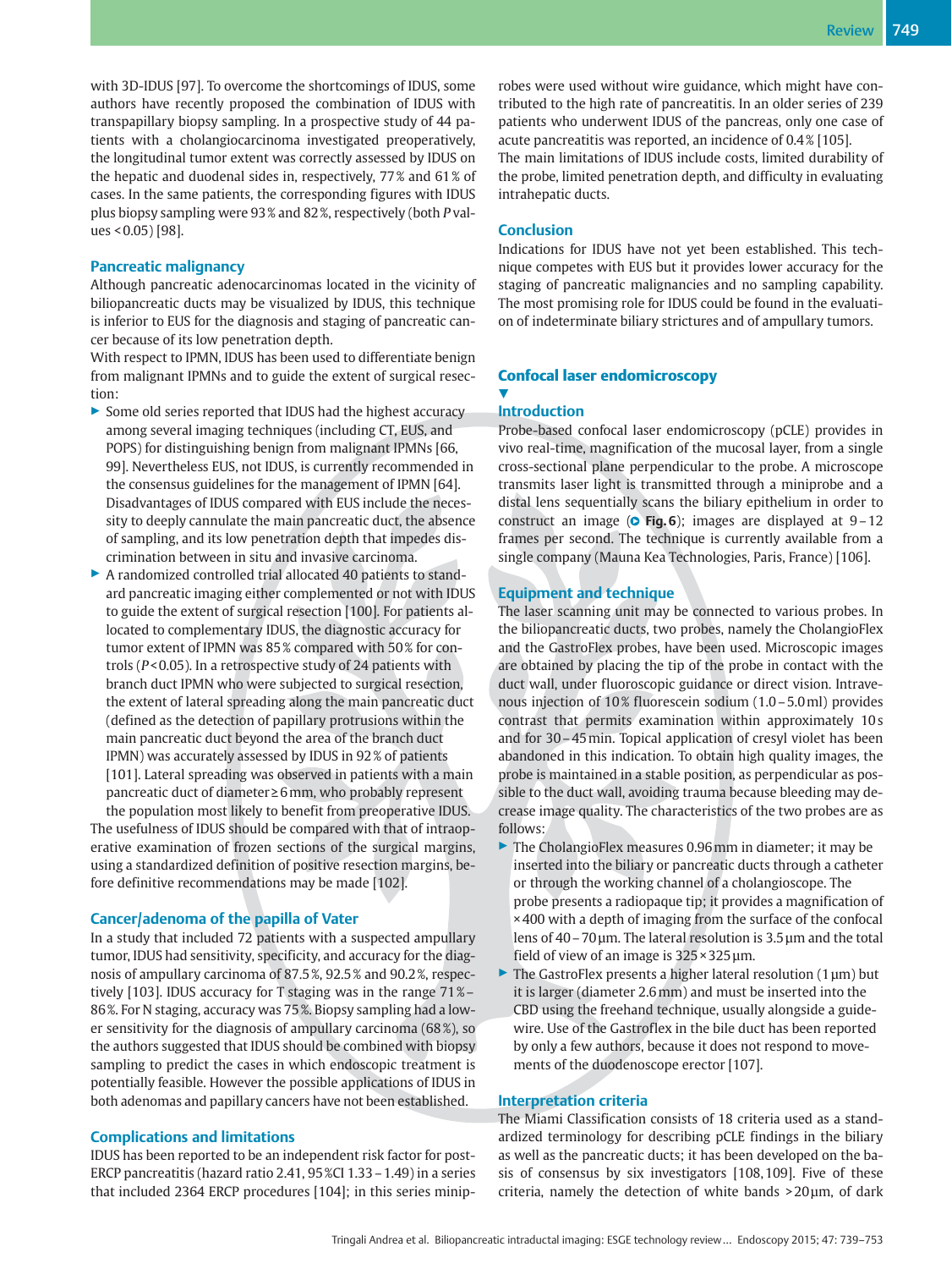with 3D-IDUS [97]. To overcome the shortcomings of IDUS, some authors have recently proposed the combination of IDUS with transpapillary biopsy sampling. In a prospective study of 44 patients with a cholangiocarcinoma investigated preoperatively, the longitudinal tumor extent was correctly assessed by IDUS on the hepatic and duodenal sides in, respectively, 77 % and 61 % of cases. In the same patients, the corresponding figures with IDUS plus biopsy sampling were 93 % and 82 %, respectively (both $P$ values < 0.05) [98].

### Pancreatic malignancy

Although pancreatic adenocarcinomas located in the vicinity of biliopancreatic ducts may be visualized by IDUS, this technique is inferior to EUS for the diagnosis and staging of pancreatic cancer because of its low penetration depth.

With respect to IPMN, IDUS has been used to differentiate benign from malignant IPMNs and to guide the extent of surgical resection:

- Some old series reported that IDUS had the highest accuracy among several imaging techniques (including CT, EUS, and POPS) for distinguishing benign from malignant IPMNs [66, 99]. Nevertheless EUS, not IDUS, is currently recommended in the consensus guidelines for the management of IPMN [64]. Disadvantages of IDUS compared with EUS include the necessity to deeply cannulate the main pancreatic duct, the absence of sampling, and its low penetration depth that impedes discrimination between in situ and invasive carcinoma.
- A randomized controlled trial allocated 40 patients to standard pancreatic imaging either complemented or not with IDUS to guide the extent of surgical resection [100]. For patients allocated to complementary IDUS, the diagnostic accuracy for tumor extent of IPMN was 85 % compared with 50 % for controls ($P$ < 0.05). In a retrospective study of 24 patients with branch duct IPMN who were subjected to surgical resection, the extent of lateral spreading along the main pancreatic duct (defined as the detection of papillary protrusions within the main pancreatic duct beyond the area of the branch duct IPMN) was accurately assessed by IDUS in 92 % of patients [101]. Lateral spreading was observed in patients with a main pancreatic duct of diameter ≥ 6 mm, who probably represent the population most likely to benefit from preoperative IDUS.

The usefulness of IDUS should be compared with that of intraoperative examination of frozen sections of the surgical margins, using a standardized definition of positive resection margins, before definitive recommendations may be made [102].

### Cancer/adenoma of the papilla of Vater

In a study that included 72 patients with a suspected ampullary tumor, IDUS had sensitivity, specificity, and accuracy for the diagnosis of ampullary carcinoma of 87.5 %, 92.5 % and 90.2 %, respectively [103]. IDUS accuracy for T staging was in the range 71 %–86 %. For N staging, accuracy was 75 %. Biopsy sampling had a lower sensitivity for the diagnosis of ampullary carcinoma (68 %), so the authors suggested that IDUS should be combined with biopsy sampling to predict the cases in which endoscopic treatment is potentially feasible. However the possible applications of IDUS in both adenomas and papillary cancers have not been established.

### Complications and limitations

IDUS has been reported to be an independent risk factor for post-ERCP pancreatitis (hazard ratio 2.41, 95 %CI 1.33 – 1.49) in a series that included 2364 ERCP procedures [104]; in this series miniprobes were used without wire guidance, which might have contributed to the high rate of pancreatitis. In an older series of 239 patients who underwent IDUS of the pancreas, only one case of acute pancreatitis was reported, an incidence of 0.4 % [105].

The main limitations of IDUS include costs, limited durability of the probe, limited penetration depth, and difficulty in evaluating intrahepatic ducts.

### Conclusion

Indications for IDUS have not yet been established. This technique competes with EUS but it provides lower accuracy for the staging of pancreatic malignancies and no sampling capability. The most promising role for IDUS could be found in the evaluation of indeterminate biliary strictures and of ampullary tumors.

## Confocal laser endomicroscopy

### Introduction

Probe-based confocal laser endomicroscopy (pCLE) provides in vivo real-time, magnification of the mucosal layer, from a single cross-sectional plane perpendicular to the probe. A microscope transmits laser light is transmitted through a miniprobe and a distal lens sequentially scans the biliary epithelium in order to construct an image (**Fig. 6**); images are displayed at 9 – 12 frames per second. The technique is currently available from a single company (Mauna Kea Technologies, Paris, France) [106].

### Equipment and technique

The laser scanning unit may be connected to various probes. In the biliopancreatic ducts, two probes, namely the CholangioFlex and the GastroFlex probes, have been used. Microscopic images are obtained by placing the tip of the probe in contact with the duct wall, under fluoroscopic guidance or direct vision. Intravenous injection of 10 % fluorescein sodium (1.0 – 5.0 ml) provides contrast that permits examination within approximately 10 s and for 30 – 45 min. Topical application of cresyl violet has been abandoned in this indication. To obtain high quality images, the probe is maintained in a stable position, as perpendicular as possible to the duct wall, avoiding trauma because bleeding may decrease image quality. The characteristics of the two probes are as follows:

- The CholangioFlex measures 0.96 mm in diameter; it may be inserted into the biliary or pancreatic ducts through a catheter or through the working channel of a cholangioscope. The probe presents a radiopaque tip; it provides a magnification of × 400 with a depth of imaging from the surface of the confocal lens of 40 – 70 µm. The lateral resolution is 3.5 µm and the total field of view of an image is 325 × 325 µm.
- The GastroFlex presents a higher lateral resolution (1 µm) but it is larger (diameter 2.6 mm) and must be inserted into the CBD using the freehand technique, usually alongside a guidewire. Use of the Gastroflex in the bile duct has been reported by only a few authors, because it does not respond to movements of the duodenoscope erector [107].

### Interpretation criteria

The Miami Classification consists of 18 criteria used as a standardized terminology for describing pCLE findings in the biliary as well as the pancreatic ducts; it has been developed on the basis of consensus by six investigators [108, 109]. Five of these criteria, namely the detection of white bands > 20 µm, of dark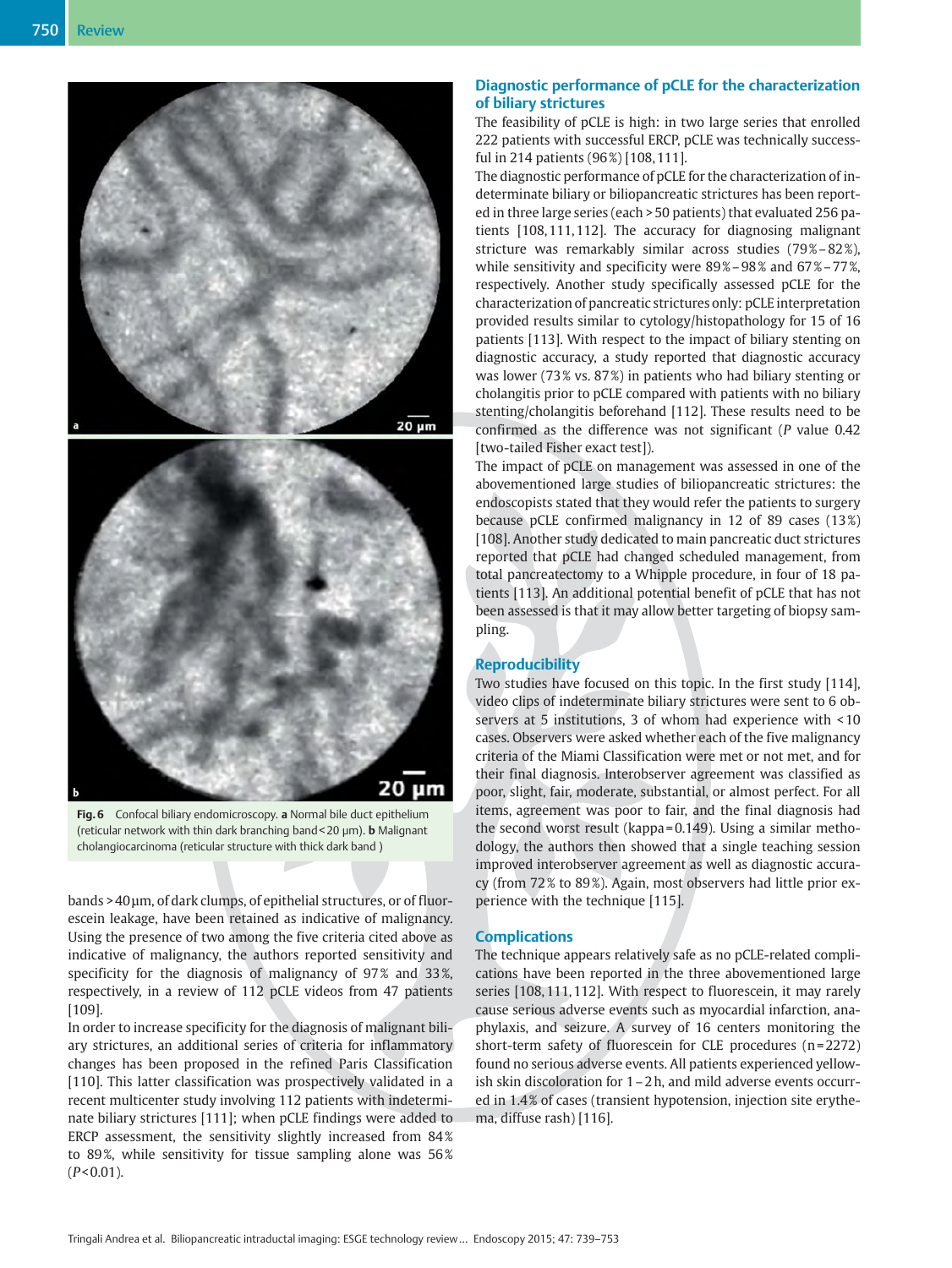Fig. 6 Confocal biliary endomicroscopy. **a** Normal bile duct epithelium (reticular network with thin dark branching band < 20 µm). **b** Malignant cholangiocarcinoma (reticular structure with thick dark band )

bands > 40 µm, of dark clumps, of epithelial structures, or of fluorescein leakage, have been retained as indicative of malignancy. Using the presence of two among the five criteria cited above as indicative of malignancy, the authors reported sensitivity and specificity for the diagnosis of malignancy of 97 % and 33 %, respectively, in a review of 112 pCLE videos from 47 patients [109].

In order to increase specificity for the diagnosis of malignant biliary strictures, an additional series of criteria for inflammatory changes has been proposed in the refined Paris Classification [110]. This latter classification was prospectively validated in a recent multicenter study involving 112 patients with indeterminate biliary strictures [111]; when pCLE findings were added to ERCP assessment, the sensitivity slightly increased from 84 % to 89 %, while sensitivity for tissue sampling alone was 56 % ($P$ < 0.01).

## Diagnostic performance of pCLE for the characterization of biliary strictures

The feasibility of pCLE is high: in two large series that enrolled 222 patients with successful ERCP, pCLE was technically successful in 214 patients (96 %) [108, 111].

The diagnostic performance of pCLE for the characterization of indeterminate biliary or biliopancreatic strictures has been reported in three large series (each > 50 patients) that evaluated 256 patients [108, 111, 112]. The accuracy for diagnosing malignant stricture was remarkably similar across studies (79 %–82 %), while sensitivity and specificity were 89 %–98 % and 67 %–77 %, respectively. Another study specifically assessed pCLE for the characterization of pancreatic strictures only: pCLE interpretation provided results similar to cytology/histopathology for 15 of 16 patients [113]. With respect to the impact of biliary stenting on diagnostic accuracy, a study reported that diagnostic accuracy was lower (73 % vs. 87 %) in patients who had biliary stenting or cholangitis prior to pCLE compared with patients with no biliary stenting/cholangitis beforehand [112]. These results need to be confirmed as the difference was not significant ($P$ value 0.42 [two-tailed Fisher exact test]).

The impact of pCLE on management was assessed in one of the abovementioned large studies of biliopancreatic strictures: the endoscopists stated that they would refer the patients to surgery because pCLE confirmed malignancy in 12 of 89 cases (13 %) [108]. Another study dedicated to main pancreatic duct strictures reported that pCLE had changed scheduled management, from total pancreatectomy to a Whipple procedure, in four of 18 patients [113]. An additional potential benefit of pCLE that has not been assessed is that it may allow better targeting of biopsy sampling.

## Reproducibility

Two studies have focused on this topic. In the first study [114], video clips of indeterminate biliary strictures were sent to 6 observers at 5 institutions, 3 of whom had experience with < 10 cases. Observers were asked whether each of the five malignancy criteria of the Miami Classification were met or not met, and for their final diagnosis. Interobserver agreement was classified as poor, slight, fair, moderate, substantial, or almost perfect. For all items, agreement was poor to fair, and the final diagnosis had the second worst result (kappa = 0.149). Using a similar methodology, the authors then showed that a single teaching session improved interobserver agreement as well as diagnostic accuracy (from 72 % to 89 %). Again, most observers had little prior experience with the technique [115].

## Complications

The technique appears relatively safe as no pCLE-related complications have been reported in the three abovementioned large series [108, 111, 112]. With respect to fluorescein, it may rarely cause serious adverse events such as myocardial infarction, anaphylaxis, and seizure. A survey of 16 centers monitoring the short-term safety of fluorescein for CLE procedures (n = 2272) found no serious adverse events. All patients experienced yellowish skin discoloration for 1 – 2 h, and mild adverse events occurred in 1.4 % of cases (transient hypotension, injection site erythema, diffuse rash) [116].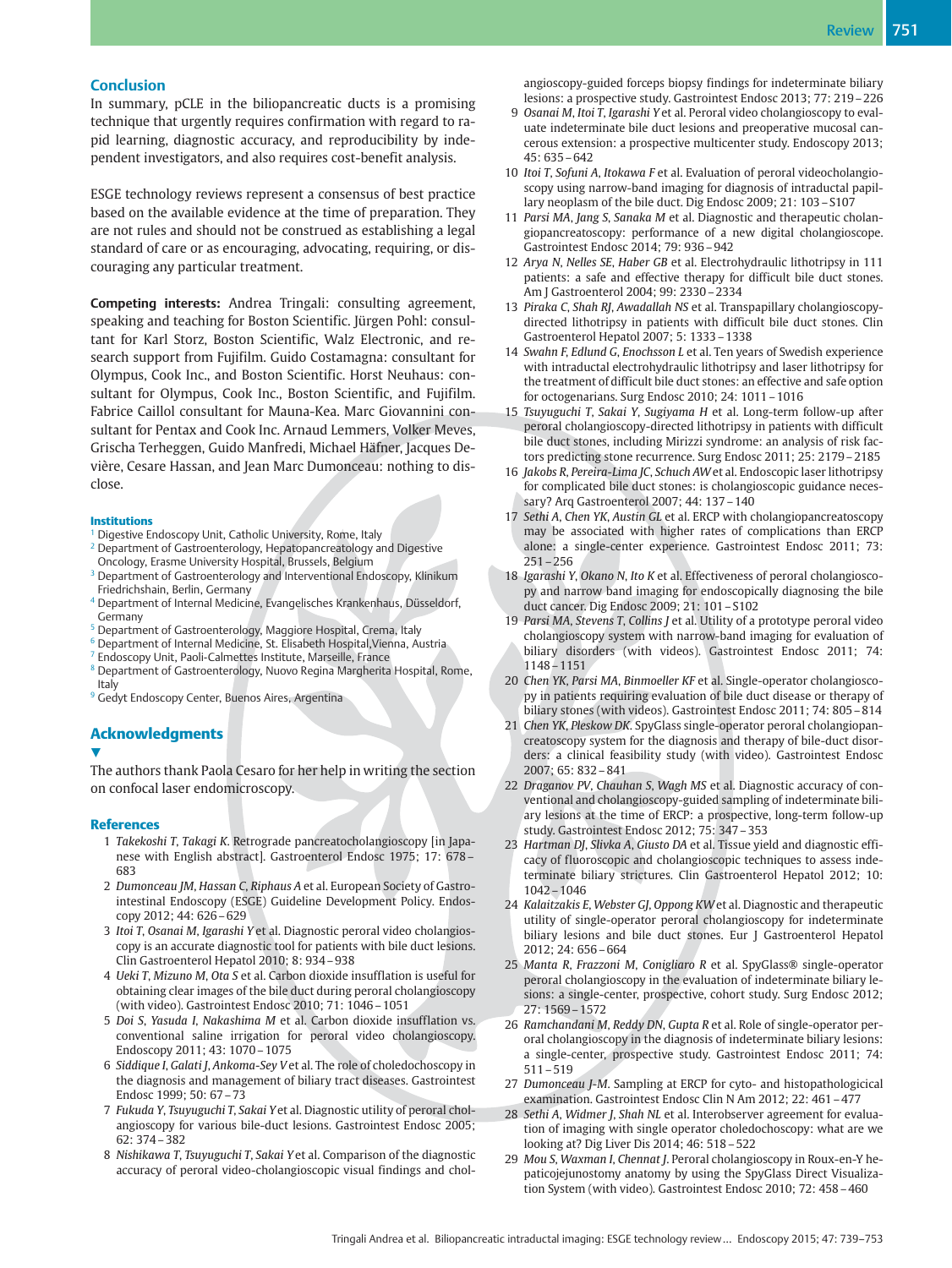## Conclusion

In summary, pCLE in the biliopancreatic ducts is a promising technique that urgently requires confirmation with regard to rapid learning, diagnostic accuracy, and reproducibility by independent investigators, and also requires cost-benefit analysis.

ESGE technology reviews represent a consensus of best practice based on the available evidence at the time of preparation. They are not rules and should not be construed as establishing a legal standard of care or as encouraging, advocating, requiring, or discouraging any particular treatment.

**Competing interests:** Andrea Tringali: consulting agreement, speaking and teaching for Boston Scientific. Jürgen Pohl: consultant for Karl Storz, Boston Scientific, Walz Electronic, and research support from Fujifilm. Guido Costamagna: consultant for Olympus, Cook Inc., and Boston Scientific. Horst Neuhaus: consultant for Olympus, Cook Inc., Boston Scientific, and Fujifilm. Fabrice Caillol consultant for Mauna-Kea. Marc Giovannini consultant for Pentax and Cook Inc. Arnaud Lemmers, Volker Meves, Grischa Terheggen, Guido Manfredi, Michael Häfner, Jacques Devière, Cesare Hassan, and Jean Marc Dumonceau: nothing to disclose.

### Institutions

[1] Digestive Endoscopy Unit, Catholic University, Rome, Italy
[2] Department of Gastroenterology, Hepatopancreatology and Digestive Oncology, Erasme University Hospital, Brussels, Belgium
[3] Department of Gastroenterology and Interventional Endoscopy, Klinikum Friedrichshain, Berlin, Germany
[4] Department of Internal Medicine, Evangelisches Krankenhaus, Düsseldorf, Germany
[5] Department of Gastroenterology, Maggiore Hospital, Crema, Italy
[6] Department of Internal Medicine, St. Elisabeth Hospital,Vienna, Austria
[7] Endoscopy Unit, Paoli-Calmettes Institute, Marseille, France
[8] Department of Gastroenterology, Nuovo Regina Margherita Hospital, Rome, Italy
[9] Gedyt Endoscopy Center, Buenos Aires, Argentina

## Acknowledgments

The authors thank Paola Cesaro for her help in writing the section on confocal laser endomicroscopy.

## References

1 *Takekoshi T, Takagi K.* Retrograde pancreatocholangioscopy [in Japanese with English abstract]. Gastroenterol Endosc 1975; 17: 678–683
2 *Dumonceau JM, Hassan C, Riphaus A* et al. European Society of Gastrointestinal Endoscopy (ESGE) Guideline Development Policy. Endoscopy 2012; 44: 626–629
3 *Itoi T, Osanai M, Igarashi Y* et al. Diagnostic peroral video cholangioscopy is an accurate diagnostic tool for patients with bile duct lesions. Clin Gastroenterol Hepatol 2010; 8: 934–938
4 *Ueki T, Mizuno M, Ota S* et al. Carbon dioxide insufflation is useful for obtaining clear images of the bile duct during peroral cholangioscopy (with video). Gastrointest Endosc 2010; 71: 1046–1051
5 *Doi S, Yasuda I, Nakashima M* et al. Carbon dioxide insufflation vs. conventional saline irrigation for peroral video cholangioscopy. Endoscopy 2011; 43: 1070–1075
6 *Siddique I, Galati J, Ankoma-Sey V* et al. The role of choledochoscopy in the diagnosis and management of biliary tract diseases. Gastrointest Endosc 1999; 50: 67–73
7 *Fukuda Y, Tsuyuguchi T, Sakai Y* et al. Diagnostic utility of peroral cholangioscopy for various bile-duct lesions. Gastrointest Endosc 2005; 62: 374–382
8 *Nishikawa T, Tsuyuguchi T, Sakai Y* et al. Comparison of the diagnostic accuracy of peroral video-cholangioscopic visual findings and cholangioscopy-guided forceps biopsy findings for indeterminate biliary lesions: a prospective study. Gastrointest Endosc 2013; 77: 219–226
9 *Osanai M, Itoi T, Igarashi Y* et al. Peroral video cholangioscopy to evaluate indeterminate bile duct lesions and preoperative mucosal cancerous extension: a prospective multicenter study. Endoscopy 2013; 45: 635–642
10 *Itoi T, Sofuni A, Itokawa F* et al. Evaluation of peroral videocholangioscopy using narrow-band imaging for diagnosis of intraductal papillary neoplasm of the bile duct. Dig Endosc 2009; 21: 103–S107
11 *Parsi MA, Jang S, Sanaka M* et al. Diagnostic and therapeutic cholangiopancreatoscopy: performance of a new digital cholangioscope. Gastrointest Endosc 2014; 79: 936–942
12 *Arya N, Nelles SE, Haber GB* et al. Electrohydraulic lithotripsy in 111 patients: a safe and effective therapy for difficult bile duct stones. Am J Gastroenterol 2004; 99: 2330–2334
13 *Piraka C, Shah RJ, Awadallah NS* et al. Transpapillary cholangioscopy-directed lithotripsy in patients with difficult bile duct stones. Clin Gastroenterol Hepatol 2007; 5: 1333–1338
14 *Swahn F, Edlund G, Enochsson L* et al. Ten years of Swedish experience with intraductal electrohydraulic lithotripsy and laser lithotripsy for the treatment of difficult bile duct stones: an effective and safe option for octogenarians. Surg Endosc 2010; 24: 1011–1016
15 *Tsuyuguchi T, Sakai Y, Sugiyama H* et al. Long-term follow-up after peroral cholangioscopy-directed lithotripsy in patients with difficult bile duct stones, including Mirizzi syndrome: an analysis of risk factors predicting stone recurrence. Surg Endosc 2011; 25: 2179–2185
16 *Jakobs R, Pereira-Lima JC, Schuch AW* et al. Endoscopic laser lithotripsy for complicated bile duct stones: is cholangioscopic guidance necessary? Arq Gastroenterol 2007; 44: 137–140
17 *Sethi A, Chen YK, Austin GL* et al. ERCP with cholangiopancreatoscopy may be associated with higher rates of complications than ERCP alone: a single-center experience. Gastrointest Endosc 2011; 73: 251–256
18 *Igarashi Y, Okano N, Ito K* et al. Effectiveness of peroral cholangioscopy and narrow band imaging for endoscopically diagnosing the bile duct cancer. Dig Endosc 2009; 21: 101–S102
19 *Parsi MA, Stevens T, Collins J* et al. Utility of a prototype peroral video cholangioscopy system with narrow-band imaging for evaluation of biliary disorders (with videos). Gastrointest Endosc 2011; 74: 1148–1151
20 *Chen YK, Parsi MA, Binmoeller KF* et al. Single-operator cholangioscopy in patients requiring evaluation of bile duct disease or therapy of biliary stones (with videos). Gastrointest Endosc 2011; 74: 805–814
21 *Chen YK, Pleskow DK.* SpyGlass single-operator peroral cholangiopancreatoscopy system for the diagnosis and therapy of bile-duct disorders: a clinical feasibility study (with video). Gastrointest Endosc 2007; 65: 832–841
22 *Draganov PV, Chauhan S, Wagh MS* et al. Diagnostic accuracy of conventional and cholangioscopy-guided sampling of indeterminate biliary lesions at the time of ERCP: a prospective, long-term follow-up study. Gastrointest Endosc 2012; 75: 347–353
23 *Hartman DJ, Slivka A, Giusto DA* et al. Tissue yield and diagnostic efficacy of fluoroscopic and cholangioscopic techniques to assess indeterminate biliary strictures. Clin Gastroenterol Hepatol 2012; 10: 1042–1046
24 *Kalaitzakis E, Webster GJ, Oppong KW* et al. Diagnostic and therapeutic utility of single-operator peroral cholangioscopy for indeterminate biliary lesions and bile duct stones. Eur J Gastroenterol Hepatol 2012; 24: 656–664
25 *Manta R, Frazzoni M, Conigliaro R* et al. SpyGlass® single-operator peroral cholangioscopy in the evaluation of indeterminate biliary lesions: a single-center, prospective, cohort study. Surg Endosc 2012; 27: 1569–1572
26 *Ramchandani M, Reddy DN, Gupta R* et al. Role of single-operator peroral cholangioscopy in the diagnosis of indeterminate biliary lesions: a single-center, prospective study. Gastrointest Endosc 2011; 74: 511–519
27 *Dumonceau J-M.* Sampling at ERCP for cyto- and histopathologicical examination. Gastrointest Endosc Clin N Am 2012; 22: 461–477
28 *Sethi A, Widmer J, Shah NL* et al. Interobserver agreement for evaluation of imaging with single operator choledochoscopy: what are we looking at? Dig Liver Dis 2014; 46: 518–522
29 *Mou S, Waxman I, Chennat J.* Peroral cholangioscopy in Roux-en-Y hepaticojejunostomy anatomy by using the SpyGlass Direct Visualization System (with video). Gastrointest Endosc 2010; 72: 458–460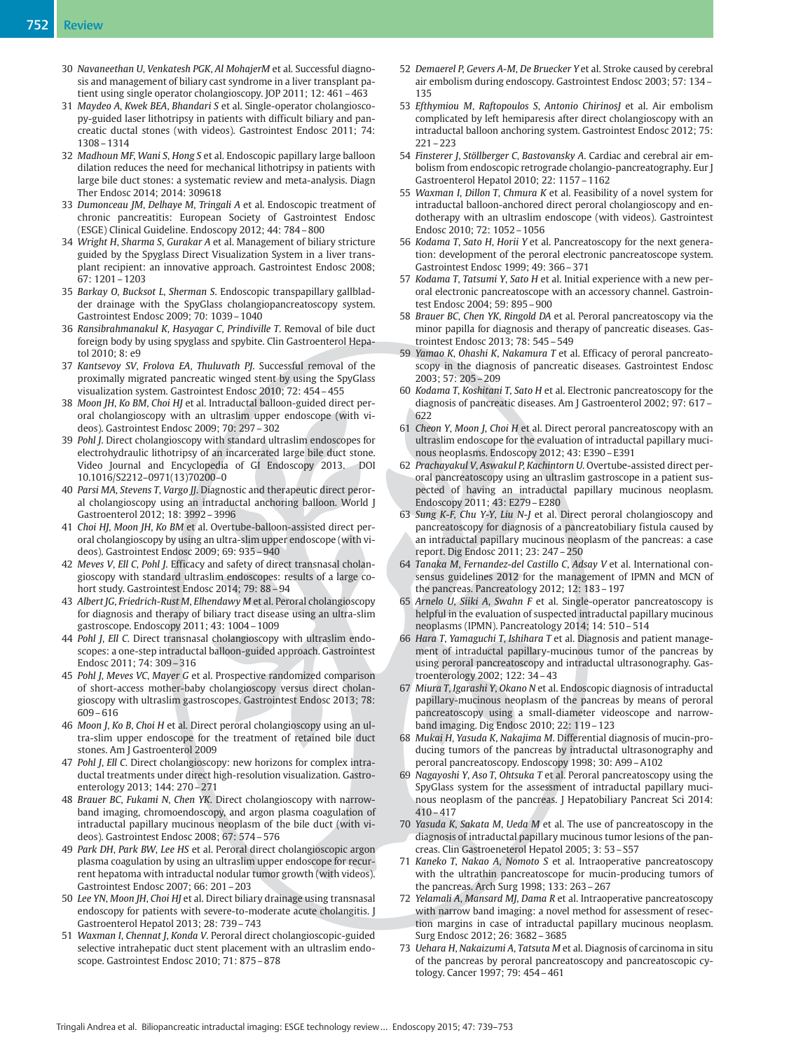30 *Navaneethan U, Venkatesh PGK, Al MohajerM* et al. Successful diagnosis and management of biliary cast syndrome in a liver transplant patient using single operator cholangioscopy. JOP 2011; 12: 461 – 463

31 *Maydeo A, Kwek BEA, Bhandari S* et al. Single-operator cholangioscopy-guided laser lithotripsy in patients with difficult biliary and pancreatic ductal stones (with videos). Gastrointest Endosc 2011; 74: 1308 – 1314

32 *Madhoun MF, Wani S, Hong S* et al. Endoscopic papillary large balloon dilation reduces the need for mechanical lithotripsy in patients with large bile duct stones: a systematic review and meta-analysis. Diagn Ther Endosc 2014; 2014: 309618

33 *Dumonceau JM, Delhaye M, Tringali A* et al. Endoscopic treatment of chronic pancreatitis: European Society of Gastrointest Endosc (ESGE) Clinical Guideline. Endoscopy 2012; 44: 784 – 800

34 *Wright H, Sharma S, Gurakar A* et al. Management of biliary stricture guided by the Spyglass Direct Visualization System in a liver transplant recipient: an innovative approach. Gastrointest Endosc 2008; 67: 1201 – 1203

35 *Barkay O, Bucksot L, Sherman S*. Endoscopic transpapillary gallbladder drainage with the SpyGlass cholangiopancreatoscopy system. Gastrointest Endosc 2009; 70: 1039 – 1040

36 *Ransibrahmanakul K, Hasyagar C, Prindiville T*. Removal of bile duct foreign body by using spyglass and spybite. Clin Gastroenterol Hepatol 2010; 8: e9

37 *Kantsevoy SV, Frolova EA, Thuluvath PJ*. Successful removal of the proximally migrated pancreatic winged stent by using the SpyGlass visualization system. Gastrointest Endosc 2010; 72: 454 – 455

38 *Moon JH, Ko BM, Choi HJ* et al. Intraductal balloon-guided direct peroral cholangioscopy with an ultraslim upper endoscope (with videos). Gastrointest Endosc 2009; 70: 297 – 302

39 *Pohl J*. Direct cholangioscopy with standard ultraslim endoscopes for electrohydraulic lithotripsy of an incarcerated large bile duct stone. Video Journal and Encyclopedia of GI Endoscopy 2013. DOI 10.1016/S2212–0971(13)70200–0

40 *Parsi MA, Stevens T, Vargo JJ*. Diagnostic and therapeutic direct peroral cholangioscopy using an intraductal anchoring balloon. World J Gastroenterol 2012; 18: 3992 – 3996

41 *Choi HJ, Moon JH, Ko BM* et al. Overtube-balloon-assisted direct peroral cholangioscopy by using an ultra-slim upper endoscope (with videos). Gastrointest Endosc 2009; 69: 935 – 940

42 *Meves V, Ell C, Pohl J*. Efficacy and safety of direct transnasal cholangioscopy with standard ultraslim endoscopes: results of a large cohort study. Gastrointest Endosc 2014; 79: 88 – 94

43 *Albert JG, Friedrich-Rust M, Elhendawy M* et al. Peroral cholangioscopy for diagnosis and therapy of biliary tract disease using an ultra-slim gastroscope. Endoscopy 2011; 43: 1004 – 1009

44 *Pohl J, Ell C*. Direct transnasal cholangioscopy with ultraslim endoscopes: a one-step intraductal balloon-guided approach. Gastrointest Endosc 2011; 74: 309 – 316

45 *Pohl J, Meves VC, Mayer G* et al. Prospective randomized comparison of short-access mother-baby cholangioscopy versus direct cholangioscopy with ultraslim gastroscopes. Gastrointest Endosc 2013; 78: 609 – 616

46 *Moon J, Ko B, Choi H* et al. Direct peroral cholangioscopy using an ultra-slim upper endoscope for the treatment of retained bile duct stones. Am J Gastroenterol 2009

47 *Pohl J, Ell C*. Direct cholangioscopy: new horizons for complex intraductal treatments under direct high-resolution visualization. Gastroenterology 2013; 144: 270 – 271

48 *Brauer BC, Fukami N, Chen YK*. Direct cholangioscopy with narrow-band imaging, chromoendoscopy, and argon plasma coagulation of intraductal papillary mucinous neoplasm of the bile duct (with videos). Gastrointest Endosc 2008; 67: 574 – 576

49 *Park DH, Park BW, Lee HS* et al. Peroral direct cholangioscopic argon plasma coagulation by using an ultraslim upper endoscope for recurrent hepatoma with intraductal nodular tumor growth (with videos). Gastrointest Endosc 2007; 66: 201 – 203

50 *Lee YN, Moon JH, Choi HJ* et al. Direct biliary drainage using transnasal endoscopy for patients with severe-to-moderate acute cholangitis. J Gastroenterol Hepatol 2013; 28: 739 – 743

51 *Waxman I, Chennat J, Konda V*. Peroral direct cholangioscopic-guided selective intrahepatic duct stent placement with an ultraslim endoscope. Gastrointest Endosc 2010; 71: 875 – 878

52 *Demaerel P, Gevers A-M, De Bruecker Y* et al. Stroke caused by cerebral air embolism during endoscopy. Gastrointest Endosc 2003; 57: 134 – 135

53 *Efthymiou M, Raftopoulos S, Antonio ChirinosJ* et al. Air embolism complicated by left hemiparesis after direct cholangioscopy with an intraductal balloon anchoring system. Gastrointest Endosc 2012; 75: 221 – 223

54 *Finsterer J, Stöllberger C, Bastovansky A*. Cardiac and cerebral air embolism from endoscopic retrograde cholangio-pancreatography. Eur J Gastroenterol Hepatol 2010; 22: 1157 – 1162

55 *Waxman I, Dillon T, Chmura K* et al. Feasibility of a novel system for intraductal balloon-anchored direct peroral cholangioscopy and endotherapy with an ultraslim endoscope (with videos). Gastrointest Endosc 2010; 72: 1052 – 1056

56 *Kodama T, Sato H, Horii Y* et al. Pancreatoscopy for the next generation: development of the peroral electronic pancreatoscope system. Gastrointest Endosc 1999; 49: 366 – 371

57 *Kodama T, Tatsumi Y, Sato H* et al. Initial experience with a new peroral electronic pancreatoscope with an accessory channel. Gastrointest Endosc 2004; 59: 895 – 900

58 *Brauer BC, Chen YK, Ringold DA* et al. Peroral pancreatoscopy via the minor papilla for diagnosis and therapy of pancreatic diseases. Gastrointest Endosc 2013; 78: 545 – 549

59 *Yamao K, Ohashi K, Nakamura T* et al. Efficacy of peroral pancreatoscopy in the diagnosis of pancreatic diseases. Gastrointest Endosc 2003; 57: 205 – 209

60 *Kodama T, Koshitani T, Sato H* et al. Electronic pancreatoscopy for the diagnosis of pancreatic diseases. Am J Gastroenterol 2002; 97: 617 – 622

61 *Cheon Y, Moon J, Choi H* et al. Direct peroral pancreatoscopy with an ultraslim endoscope for the evaluation of intraductal papillary mucinous neoplasms. Endoscopy 2012; 43: E390 – E391

62 *Prachayakul V, Aswakul P, Kachintorn U*. Overtube-assisted direct peroral pancreatoscopy using an ultraslim gastroscope in a patient suspected of having an intraductal papillary mucinous neoplasm. Endoscopy 2011; 43: E279 – E280

63 *Sung K-F, Chu Y-Y, Liu N-J* et al. Direct peroral cholangioscopy and pancreatoscopy for diagnosis of a pancreatobiliary fistula caused by an intraductal papillary mucinous neoplasm of the pancreas: a case report. Dig Endosc 2011; 23: 247 – 250

64 *Tanaka M, Fernandez-del Castillo C, Adsay V* et al. International consensus guidelines 2012 for the management of IPMN and MCN of the pancreas. Pancreatology 2012; 12: 183 – 197

65 *Arnelo U, Siiki A, Swahn F* et al. Single-operator pancreatoscopy is helpful in the evaluation of suspected intraductal papillary mucinous neoplasms (IPMN). Pancreatology 2014; 14: 510 – 514

66 *Hara T, Yamaguchi T, Ishihara T* et al. Diagnosis and patient management of intraductal papillary-mucinous tumor of the pancreas by using peroral pancreatoscopy and intraductal ultrasonography. Gastroenterology 2002; 122: 34 – 43

67 *Miura T, Igarashi Y, Okano N* et al. Endoscopic diagnosis of intraductal papillary-mucinous neoplasm of the pancreas by means of peroral pancreatoscopy using a small-diameter videoscope and narrow-band imaging. Dig Endosc 2010; 22: 119 – 123

68 *Mukai H, Yasuda K, Nakajima M*. Differential diagnosis of mucin-producing tumors of the pancreas by intraductal ultrasonography and peroral pancreatoscopy. Endoscopy 1998; 30: A99 – A102

69 *Nagayoshi Y, Aso T, Ohtsuka T* et al. Peroral pancreatoscopy using the SpyGlass system for the assessment of intraductal papillary mucinous neoplasm of the pancreas. J Hepatobiliary Pancreat Sci 2014: 410 – 417

70 *Yasuda K, Sakata M, Ueda M* et al. The use of pancreatoscopy in the diagnosis of intraductal papillary mucinous tumor lesions of the pancreas. Clin Gastroeneterol Hepatol 2005; 3: 53 – S57

71 *Kaneko T, Nakao A, Nomoto S* et al. Intraoperative pancreatoscopy with the ultrathin pancreatoscope for mucin-producing tumors of the pancreas. Arch Surg 1998; 133: 263 – 267

72 *Yelamali A, Mansard MJ, Dama R* et al. Intraoperative pancreatoscopy with narrow band imaging: a novel method for assessment of resection margins in case of intraductal papillary mucinous neoplasm. Surg Endosc 2012; 26: 3682 – 3685

73 *Uehara H, Nakaizumi A, Tatsuta M* et al. Diagnosis of carcinoma in situ of the pancreas by peroral pancreatoscopy and pancreatoscopic cytology. Cancer 1997; 79: 454 – 461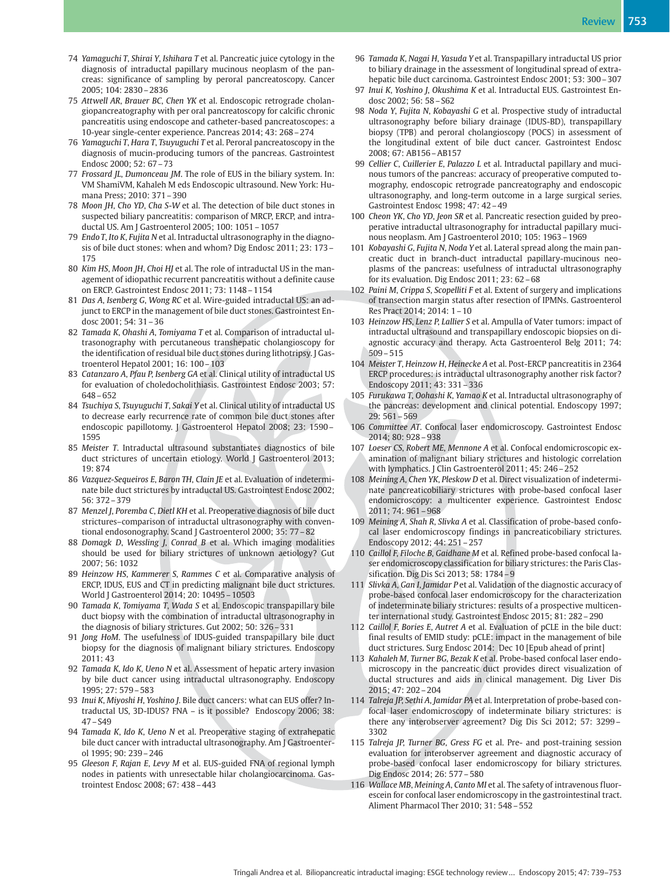74 *Yamaguchi T, Shirai Y, Ishihara T* et al. Pancreatic juice cytology in the diagnosis of intraductal papillary mucinous neoplasm of the pancreas: significance of sampling by peroral pancreatoscopy. Cancer 2005; 104: 2830 – 2836

75 *Attwell AR, Brauer BC, Chen YK* et al. Endoscopic retrograde cholangiopancreatography with per oral pancreatoscopy for calcific chronic pancreatitis using endoscope and catheter-based pancreatoscopes: a 10-year single-center experience. Pancreas 2014; 43: 268 – 274

76 *Yamaguchi T, Hara T, Tsuyuguchi T* et al. Peroral pancreatoscopy in the diagnosis of mucin-producing tumors of the pancreas. Gastrointest Endosc 2000; 52: 67 – 73

77 *Frossard JL, Dumonceau JM.* The role of EUS in the biliary system. In: VM ShamiVM, Kahaleh M eds Endoscopic ultrasound. New York: Humana Press; 2010: 371 – 390

78 *Moon JH, Cho YD, Cha S-W* et al. The detection of bile duct stones in suspected biliary pancreatitis: comparison of MRCP, ERCP, and intraductal US. Am J Gastroenterol 2005; 100: 1051 – 1057

79 *Endo T, Ito K, Fujita N* et al. Intraductal ultrasonography in the diagnosis of bile duct stones: when and whom? Dig Endosc 2011; 23: 173 – 175

80 *Kim HS, Moon JH, Choi HJ* et al. The role of intraductal US in the management of idiopathic recurrent pancreatitis without a definite cause on ERCP. Gastrointest Endosc 2011; 73: 1148 – 1154

81 *Das A, Isenberg G, Wong RC* et al. Wire-guided intraductal US: an adjunct to ERCP in the management of bile duct stones. Gastrointest Endosc 2001; 54: 31 – 36

82 *Tamada K, Ohashi A, Tomiyama T* et al. Comparison of intraductal ultrasonography with percutaneous transhepatic cholangioscopy for the identification of residual bile duct stones during lithotripsy. J Gastroenterol Hepatol 2001; 16: 100 – 103

83 *Catanzaro A, Pfau P, Isenberg GA* et al. Clinical utility of intraductal US for evaluation of choledocholithiasis. Gastrointest Endosc 2003; 57: 648 – 652

84 *Tsuchiya S, Tsuyuguchi T, Sakai Y* et al. Clinical utility of intraductal US to decrease early recurrence rate of common bile duct stones after endoscopic papillotomy. J Gastroenterol Hepatol 2008; 23: 1590 – 1595

85 *Meister T.* Intraductal ultrasound substantiates diagnostics of bile duct strictures of uncertain etiology. World J Gastroenterol 2013; 19: 874

86 *Vazquez-Sequeiros E, Baron TH, Clain JE* et al. Evaluation of indeterminate bile duct strictures by intraductal US. Gastrointest Endosc 2002; 56: 372 – 379

87 *Menzel J, Poremba C, Dietl KH* et al. Preoperative diagnosis of bile duct strictures–comparison of intraductal ultrasonography with conventional endosonography. Scand J Gastroenterol 2000; 35: 77 – 82

88 *Domagk D, Wessling J, Conrad B* et al. Which imaging modalities should be used for biliary strictures of unknown aetiology? Gut 2007; 56: 1032

89 *Heinzow HS, Kammerer S, Rammes C* et al. Comparative analysis of ERCP, IDUS, EUS and CT in predicting malignant bile duct strictures. World J Gastroenterol 2014; 20: 10495 – 10503

90 *Tamada K, Tomiyama T, Wada S* et al. Endoscopic transpapillary bile duct biopsy with the combination of intraductal ultrasonography in the diagnosis of biliary strictures. Gut 2002; 50: 326 – 331

91 *Jong HoM.* The usefulness of IDUS-guided transpapillary bile duct biopsy for the diagnosis of malignant biliary strictures. Endoscopy 2011: 43

92 *Tamada K, Ido K, Ueno N* et al. Assessment of hepatic artery invasion by bile duct cancer using intraductal ultrasonography. Endoscopy 1995; 27: 579 – 583

93 *Inui K, Miyoshi H, Yoshino J.* Bile duct cancers: what can EUS offer? Intraductal US, 3D-IDUS? FNA – is it possible? Endoscopy 2006; 38: 47 – S49

94 *Tamada K, Ido K, Ueno N* et al. Preoperative staging of extrahepatic bile duct cancer with intraductal ultrasonography. Am J Gastroenterol 1995; 90: 239 – 246

95 *Gleeson F, Rajan E, Levy M* et al. EUS-guided FNA of regional lymph nodes in patients with unresectable hilar cholangiocarcinoma. Gastrointest Endosc 2008; 67: 438 – 443

96 *Tamada K, Nagai H, Yasuda Y* et al. Transpapillary intraductal US prior to biliary drainage in the assessment of longitudinal spread of extrahepatic bile duct carcinoma. Gastrointest Endosc 2001; 53: 300 – 307

97 *Inui K, Yoshino J, Okushima K* et al. Intraductal EUS. Gastrointest Endosc 2002; 56: 58 – S62

98 *Noda Y, Fujita N, Kobayashi G* et al. Prospective study of intraductal ultrasonography before biliary drainage (IDUS-BD), transpapillary biopsy (TPB) and peroral cholangioscopy (POCS) in assessment of the longitudinal extent of bile duct cancer. Gastrointest Endosc 2008; 67: AB156 – AB157

99 *Cellier C, Cuillerier E, Palazzo L* et al. Intraductal papillary and mucinous tumors of the pancreas: accuracy of preoperative computed tomography, endoscopic retrograde pancreatography and endoscopic ultrasonography, and long-term outcome in a large surgical series. Gastrointest Endosc 1998; 47: 42 – 49

100 *Cheon YK, Cho YD, Jeon SR* et al. Pancreatic resection guided by preoperative intraductal ultrasonography for intraductal papillary mucinous neoplasm. Am J Gastroenterol 2010; 105: 1963 – 1969

101 *Kobayashi G, Fujita N, Noda Y* et al. Lateral spread along the main pancreatic duct in branch-duct intraductal papillary-mucinous neoplasms of the pancreas: usefulness of intraductal ultrasonography for its evaluation. Dig Endosc 2011; 23: 62 – 68

102 *Paini M, Crippa S, Scopelliti F* et al. Extent of surgery and implications of transection margin status after resection of IPMNs. Gastroenterol Res Pract 2014; 2014: 1 – 10

103 *Heinzow HS, Lenz P, Lallier S* et al. Ampulla of Vater tumors: impact of intraductal ultrasound and transpapillary endoscopic biopsies on diagnostic accuracy and therapy. Acta Gastroenterol Belg 2011; 74: 509 – 515

104 *Meister T, Heinzow H, Heinecke A* et al. Post-ERCP pancreatitis in 2364 ERCP procedures: is intraductal ultrasonography another risk factor? Endoscopy 2011; 43: 331 – 336

105 *Furukawa T, Oohashi K, Yamao K* et al. Intraductal ultrasonography of the pancreas: development and clinical potential. Endoscopy 1997; 29: 561 – 569

106 *Committee AT.* Confocal laser endomicroscopy. Gastrointest Endosc 2014; 80: 928 – 938

107 *Loeser CS, Robert ME, Mennone A* et al. Confocal endomicroscopic examination of malignant biliary strictures and histologic correlation with lymphatics. J Clin Gastroenterol 2011; 45: 246 – 252

108 *Meining A, Chen YK, Pleskow D* et al. Direct visualization of indeterminate pancreaticobiliary strictures with probe-based confocal laser endomicroscopy: a multicenter experience. Gastrointest Endosc 2011; 74: 961 – 968

109 *Meining A, Shah R, Slivka A* et al. Classification of probe-based confocal laser endomicroscopy findings in pancreaticobiliary strictures. Endoscopy 2012; 44: 251 – 257

110 *Caillol F, Filoche B, Gaidhane M* et al. Refined probe-based confocal laser endomicroscopy classification for biliary strictures: the Paris Classification. Dig Dis Sci 2013; 58: 1784 – 9

111 *Slivka A, Gan I, Jamidar P* et al. Validation of the diagnostic accuracy of probe-based confocal laser endomicroscopy for the characterization of indeterminate biliary strictures: results of a prospective multicenter international study. Gastrointest Endosc 2015; 81: 282 – 290

112 *Caillol F, Bories E, Autret A* et al. Evaluation of pCLE in the bile duct: final results of EMID study: pCLE: impact in the management of bile duct strictures. Surg Endosc 2014: Dec 10 [Epub ahead of print]

113 *Kahaleh M, Turner BG, Bezak K* et al. Probe-based confocal laser endomicroscopy in the pancreatic duct provides direct visualization of ductal structures and aids in clinical management. Dig Liver Dis 2015; 47: 202 – 204

114 *Talreja JP, Sethi A, Jamidar PA* et al. Interpretation of probe-based confocal laser endomicroscopy of indeterminate biliary strictures: is there any interobserver agreement? Dig Dis Sci 2012; 57: 3299 – 3302

115 *Talreja JP, Turner BG, Gress FG* et al. Pre- and post-training session evaluation for interobserver agreement and diagnostic accuracy of probe-based confocal laser endomicroscopy for biliary strictures. Dig Endosc 2014; 26: 577 – 580

116 *Wallace MB, Meining A, Canto MI* et al. The safety of intravenous fluorescein for confocal laser endomicroscopy in the gastrointestinal tract. Aliment Pharmacol Ther 2010; 31: 548 – 552